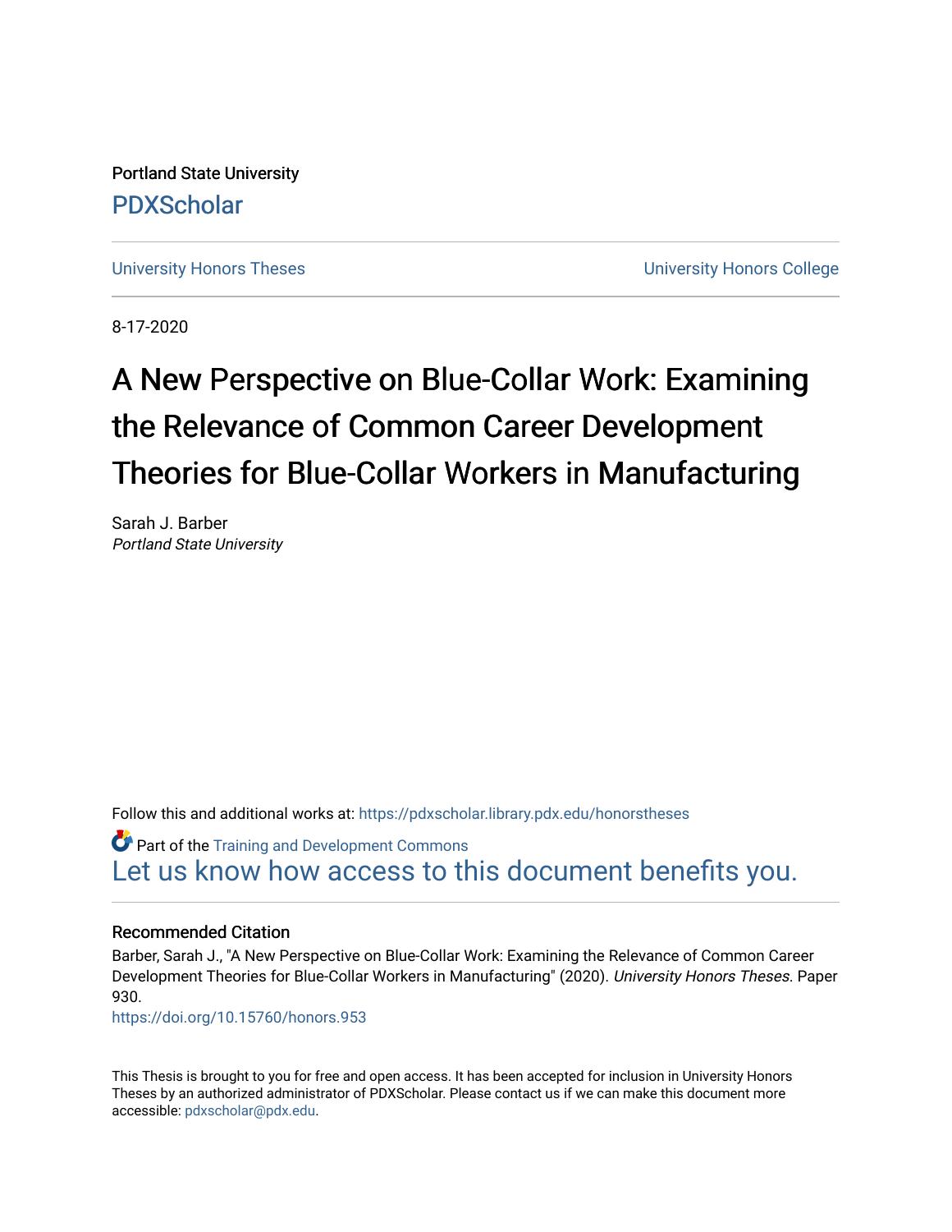Portland State University

PDXScholar

University Honors Theses

University Honors College

8-17-2020

# A New Perspective on Blue-Collar Work: Examining the Relevance of Common Career Development Theories for Blue-Collar Workers in Manufacturing

Sarah J. Barber
*Portland State University*

Follow this and additional works at: https://pdxscholar.library.pdx.edu/honorstheses

Part of the Training and Development Commons

Let us know how access to this document benefits you.

## Recommended Citation

Barber, Sarah J., "A New Perspective on Blue-Collar Work: Examining the Relevance of Common Career Development Theories for Blue-Collar Workers in Manufacturing" (2020). *University Honors Theses*. Paper 930.

https://doi.org/10.15760/honors.953

This Thesis is brought to you for free and open access. It has been accepted for inclusion in University Honors Theses by an authorized administrator of PDXScholar. Please contact us if we can make this document more accessible: pdxscholar@pdx.edu.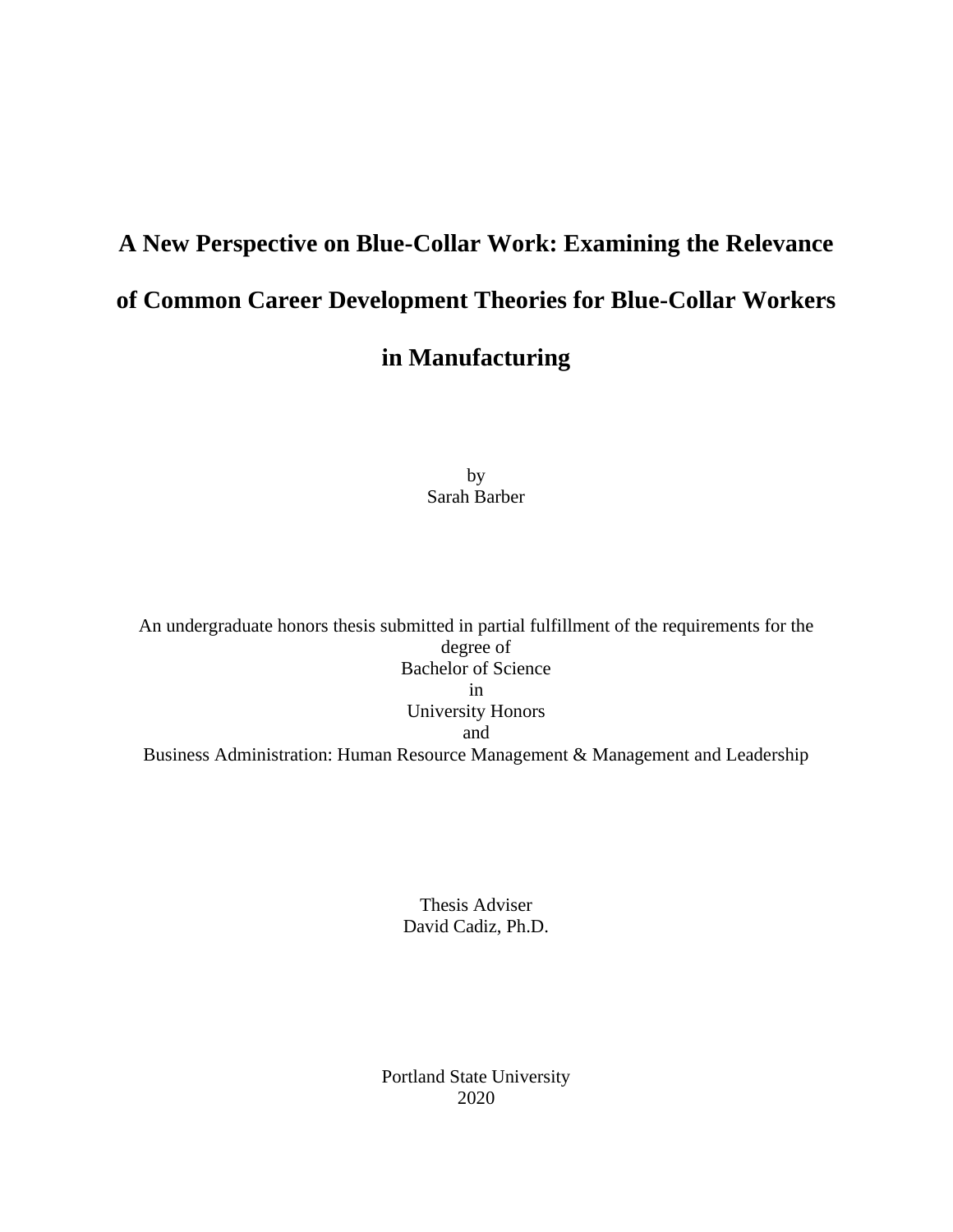# A New Perspective on Blue-Collar Work: Examining the Relevance of Common Career Development Theories for Blue-Collar Workers in Manufacturing

by
Sarah Barber

An undergraduate honors thesis submitted in partial fulfillment of the requirements for the degree of
Bachelor of Science
in
University Honors
and
Business Administration: Human Resource Management & Management and Leadership

Thesis Adviser
David Cadiz, Ph.D.

Portland State University
2020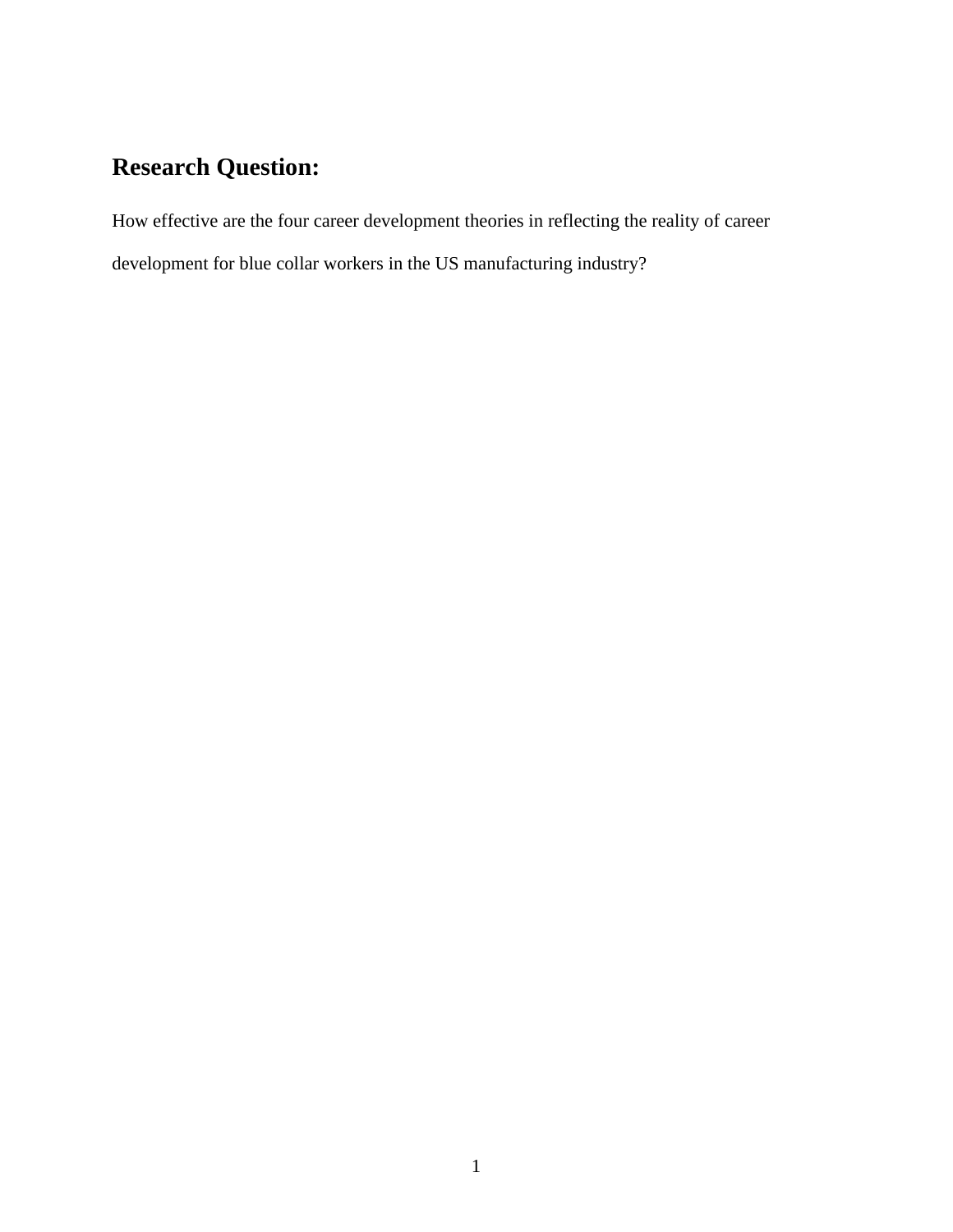## Research Question:

How effective are the four career development theories in reflecting the reality of career development for blue collar workers in the US manufacturing industry?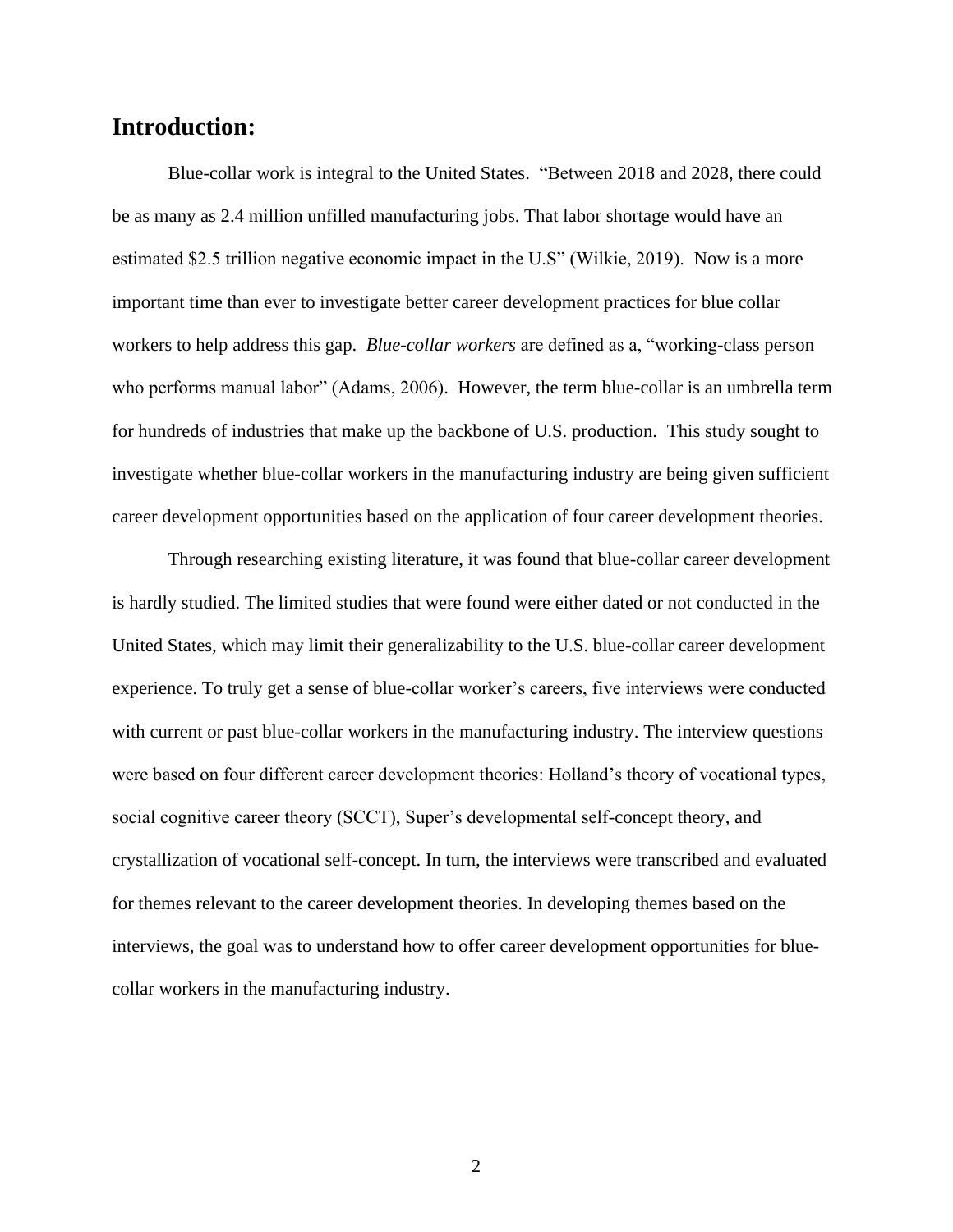# Introduction:

Blue-collar work is integral to the United States. "Between 2018 and 2028, there could be as many as 2.4 million unfilled manufacturing jobs. That labor shortage would have an estimated $2.5 trillion negative economic impact in the U.S" (Wilkie, 2019). Now is a more important time than ever to investigate better career development practices for blue collar workers to help address this gap. *Blue-collar workers* are defined as a, "working-class person who performs manual labor" (Adams, 2006). However, the term blue-collar is an umbrella term for hundreds of industries that make up the backbone of U.S. production. This study sought to investigate whether blue-collar workers in the manufacturing industry are being given sufficient career development opportunities based on the application of four career development theories.

Through researching existing literature, it was found that blue-collar career development is hardly studied. The limited studies that were found were either dated or not conducted in the United States, which may limit their generalizability to the U.S. blue-collar career development experience. To truly get a sense of blue-collar worker's careers, five interviews were conducted with current or past blue-collar workers in the manufacturing industry. The interview questions were based on four different career development theories: Holland's theory of vocational types, social cognitive career theory (SCCT), Super's developmental self-concept theory, and crystallization of vocational self-concept. In turn, the interviews were transcribed and evaluated for themes relevant to the career development theories. In developing themes based on the interviews, the goal was to understand how to offer career development opportunities for blue-collar workers in the manufacturing industry.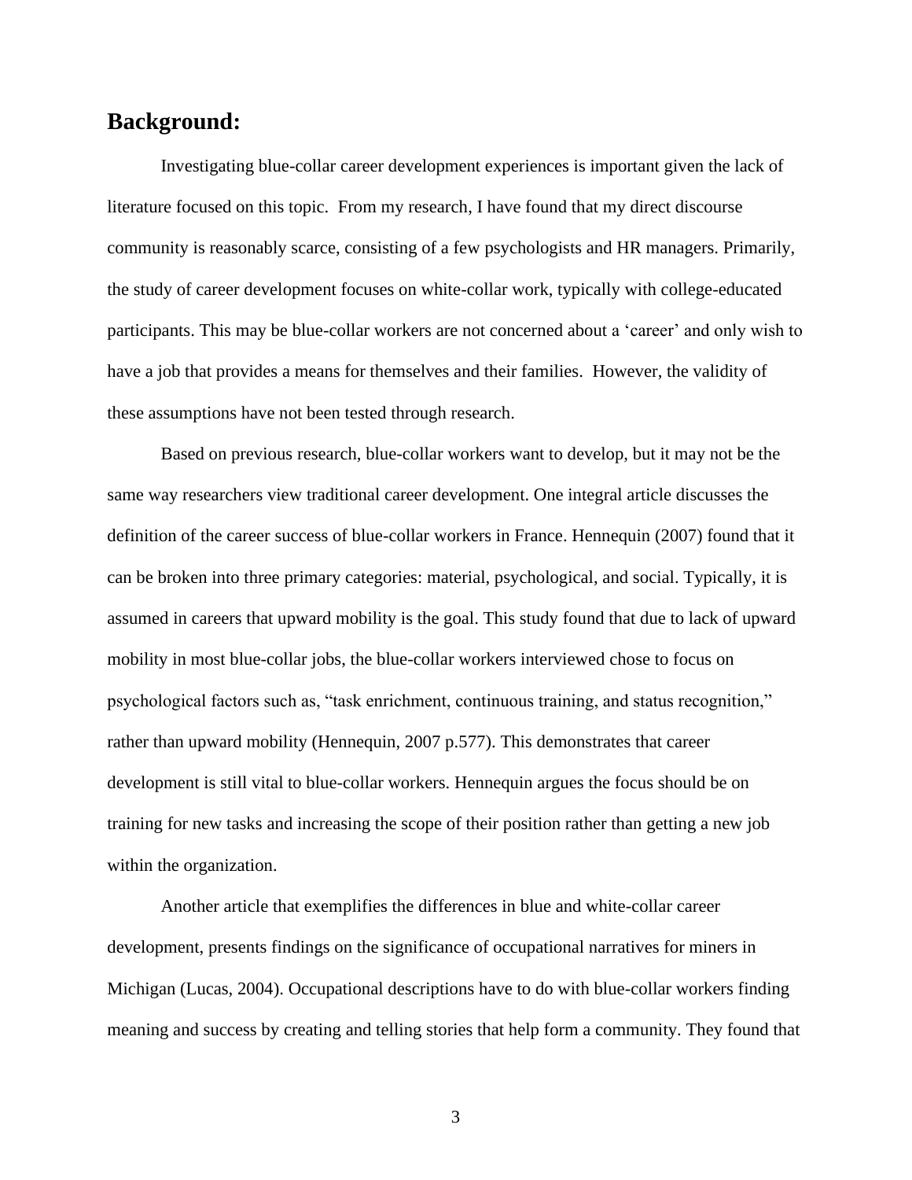## Background:

Investigating blue-collar career development experiences is important given the lack of literature focused on this topic. From my research, I have found that my direct discourse community is reasonably scarce, consisting of a few psychologists and HR managers. Primarily, the study of career development focuses on white-collar work, typically with college-educated participants. This may be blue-collar workers are not concerned about a 'career' and only wish to have a job that provides a means for themselves and their families. However, the validity of these assumptions have not been tested through research.

Based on previous research, blue-collar workers want to develop, but it may not be the same way researchers view traditional career development. One integral article discusses the definition of the career success of blue-collar workers in France. Hennequin (2007) found that it can be broken into three primary categories: material, psychological, and social. Typically, it is assumed in careers that upward mobility is the goal. This study found that due to lack of upward mobility in most blue-collar jobs, the blue-collar workers interviewed chose to focus on psychological factors such as, "task enrichment, continuous training, and status recognition," rather than upward mobility (Hennequin, 2007 p.577). This demonstrates that career development is still vital to blue-collar workers. Hennequin argues the focus should be on training for new tasks and increasing the scope of their position rather than getting a new job within the organization.

Another article that exemplifies the differences in blue and white-collar career development, presents findings on the significance of occupational narratives for miners in Michigan (Lucas, 2004). Occupational descriptions have to do with blue-collar workers finding meaning and success by creating and telling stories that help form a community. They found that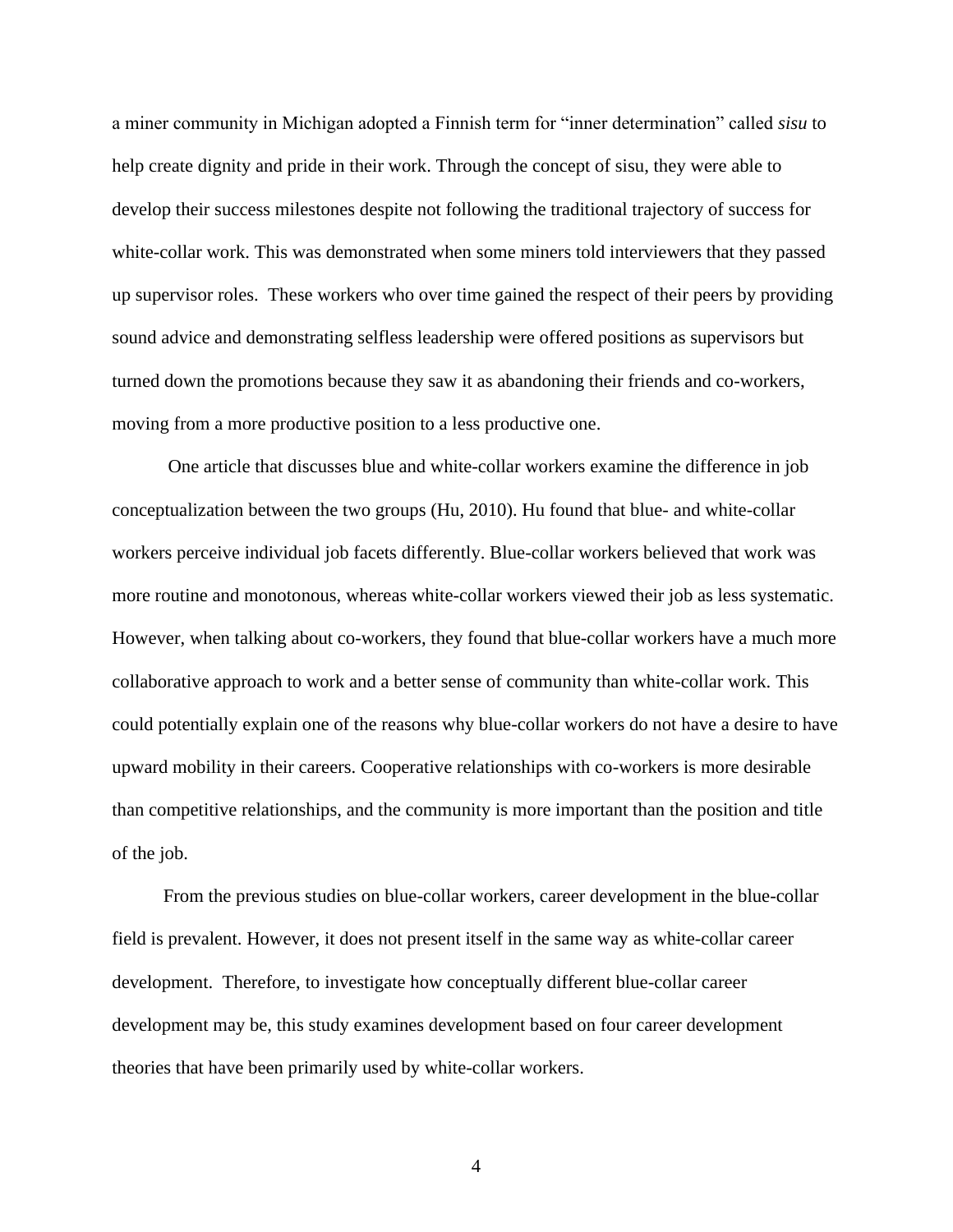a miner community in Michigan adopted a Finnish term for "inner determination" called *sisu* to help create dignity and pride in their work. Through the concept of sisu, they were able to develop their success milestones despite not following the traditional trajectory of success for white-collar work. This was demonstrated when some miners told interviewers that they passed up supervisor roles. These workers who over time gained the respect of their peers by providing sound advice and demonstrating selfless leadership were offered positions as supervisors but turned down the promotions because they saw it as abandoning their friends and co-workers, moving from a more productive position to a less productive one.

One article that discusses blue and white-collar workers examine the difference in job conceptualization between the two groups (Hu, 2010). Hu found that blue- and white-collar workers perceive individual job facets differently. Blue-collar workers believed that work was more routine and monotonous, whereas white-collar workers viewed their job as less systematic. However, when talking about co-workers, they found that blue-collar workers have a much more collaborative approach to work and a better sense of community than white-collar work. This could potentially explain one of the reasons why blue-collar workers do not have a desire to have upward mobility in their careers. Cooperative relationships with co-workers is more desirable than competitive relationships, and the community is more important than the position and title of the job.

From the previous studies on blue-collar workers, career development in the blue-collar field is prevalent. However, it does not present itself in the same way as white-collar career development. Therefore, to investigate how conceptually different blue-collar career development may be, this study examines development based on four career development theories that have been primarily used by white-collar workers.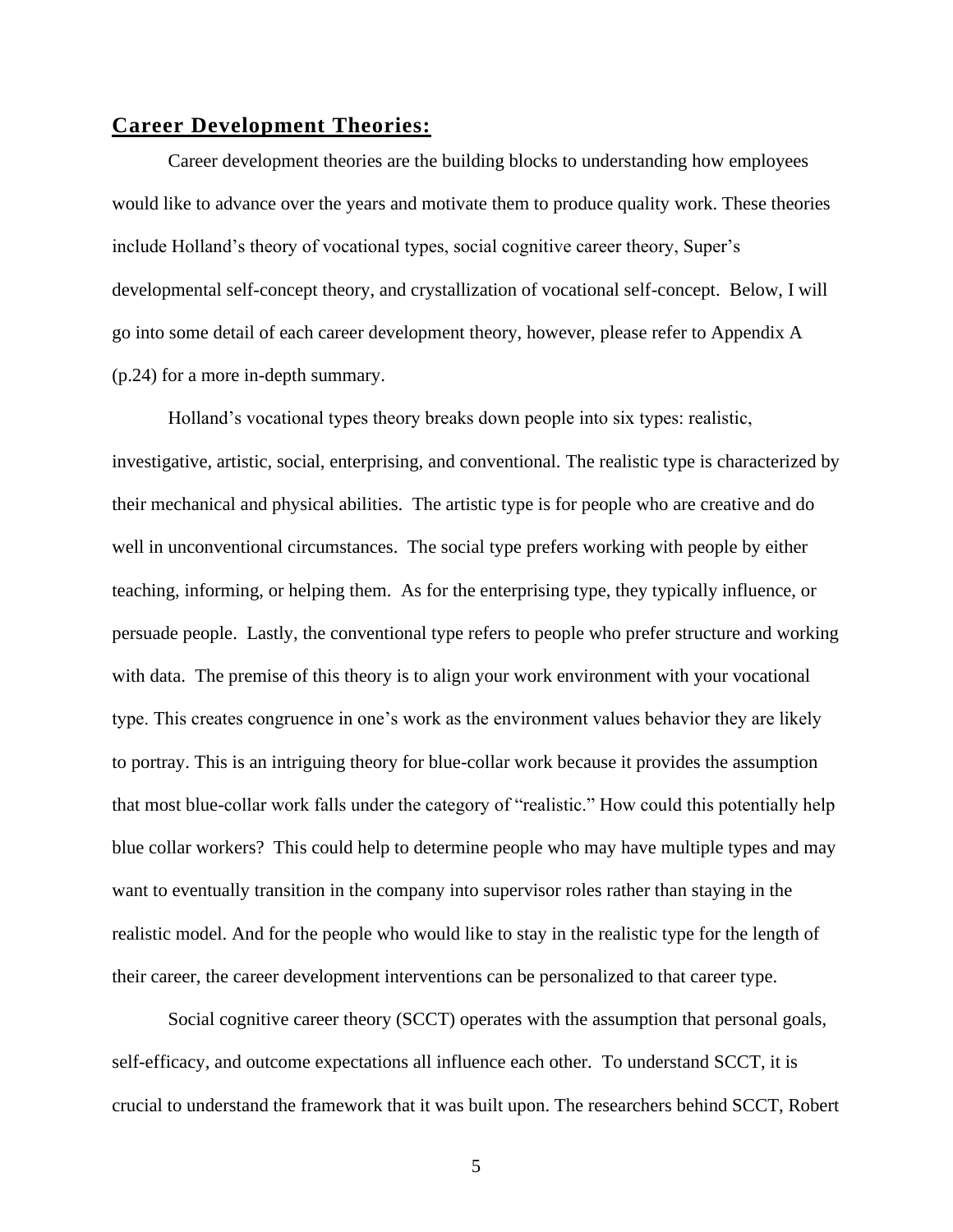## **Career Development Theories:**

Career development theories are the building blocks to understanding how employees would like to advance over the years and motivate them to produce quality work. These theories include Holland's theory of vocational types, social cognitive career theory, Super's developmental self-concept theory, and crystallization of vocational self-concept. Below, I will go into some detail of each career development theory, however, please refer to Appendix A (p.24) for a more in-depth summary.

Holland's vocational types theory breaks down people into six types: realistic, investigative, artistic, social, enterprising, and conventional. The realistic type is characterized by their mechanical and physical abilities. The artistic type is for people who are creative and do well in unconventional circumstances. The social type prefers working with people by either teaching, informing, or helping them. As for the enterprising type, they typically influence, or persuade people. Lastly, the conventional type refers to people who prefer structure and working with data. The premise of this theory is to align your work environment with your vocational type. This creates congruence in one's work as the environment values behavior they are likely to portray. This is an intriguing theory for blue-collar work because it provides the assumption that most blue-collar work falls under the category of "realistic." How could this potentially help blue collar workers? This could help to determine people who may have multiple types and may want to eventually transition in the company into supervisor roles rather than staying in the realistic model. And for the people who would like to stay in the realistic type for the length of their career, the career development interventions can be personalized to that career type.

Social cognitive career theory (SCCT) operates with the assumption that personal goals, self-efficacy, and outcome expectations all influence each other. To understand SCCT, it is crucial to understand the framework that it was built upon. The researchers behind SCCT, Robert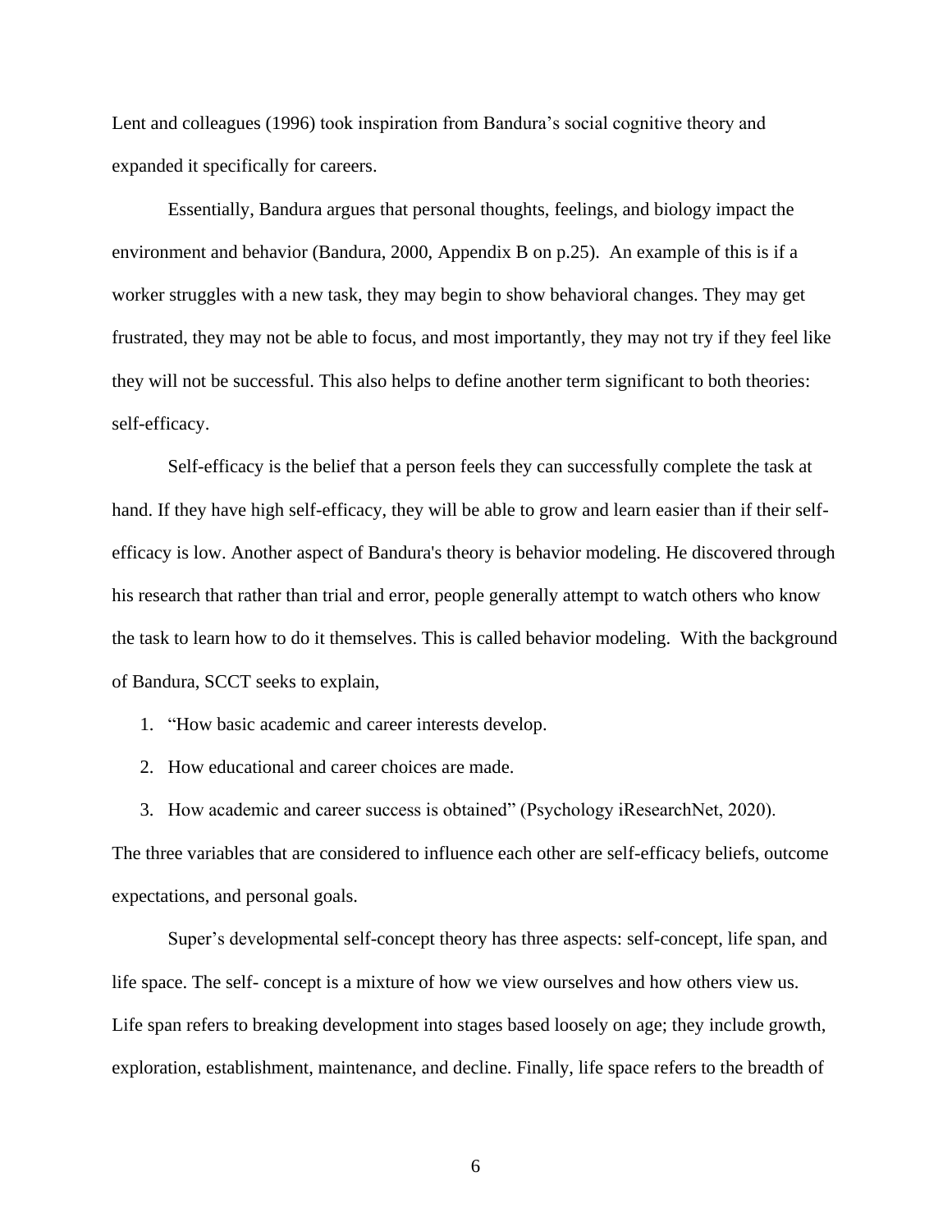Lent and colleagues (1996) took inspiration from Bandura’s social cognitive theory and expanded it specifically for careers.

Essentially, Bandura argues that personal thoughts, feelings, and biology impact the environment and behavior (Bandura, 2000, Appendix B on p.25). An example of this is if a worker struggles with a new task, they may begin to show behavioral changes. They may get frustrated, they may not be able to focus, and most importantly, they may not try if they feel like they will not be successful. This also helps to define another term significant to both theories: self-efficacy.

Self-efficacy is the belief that a person feels they can successfully complete the task at hand. If they have high self-efficacy, they will be able to grow and learn easier than if their self-efficacy is low. Another aspect of Bandura's theory is behavior modeling. He discovered through his research that rather than trial and error, people generally attempt to watch others who know the task to learn how to do it themselves. This is called behavior modeling. With the background of Bandura, SCCT seeks to explain,

1. “How basic academic and career interests develop.
2. How educational and career choices are made.
3. How academic and career success is obtained” (Psychology iResearchNet, 2020).

The three variables that are considered to influence each other are self-efficacy beliefs, outcome expectations, and personal goals.

Super’s developmental self-concept theory has three aspects: self-concept, life span, and life space. The self- concept is a mixture of how we view ourselves and how others view us. Life span refers to breaking development into stages based loosely on age; they include growth, exploration, establishment, maintenance, and decline. Finally, life space refers to the breadth of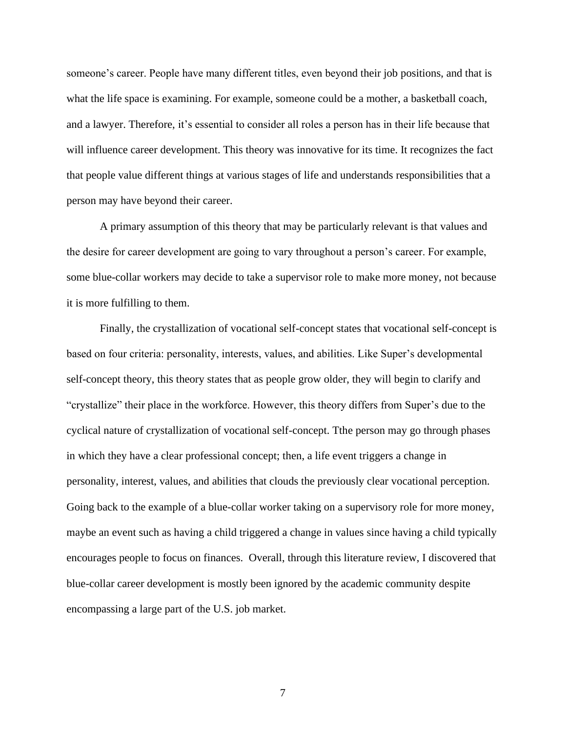someone's career. People have many different titles, even beyond their job positions, and that is what the life space is examining. For example, someone could be a mother, a basketball coach, and a lawyer. Therefore, it's essential to consider all roles a person has in their life because that will influence career development. This theory was innovative for its time. It recognizes the fact that people value different things at various stages of life and understands responsibilities that a person may have beyond their career.

A primary assumption of this theory that may be particularly relevant is that values and the desire for career development are going to vary throughout a person's career. For example, some blue-collar workers may decide to take a supervisor role to make more money, not because it is more fulfilling to them.

Finally, the crystallization of vocational self-concept states that vocational self-concept is based on four criteria: personality, interests, values, and abilities. Like Super's developmental self-concept theory, this theory states that as people grow older, they will begin to clarify and "crystallize" their place in the workforce. However, this theory differs from Super's due to the cyclical nature of crystallization of vocational self-concept. Tthe person may go through phases in which they have a clear professional concept; then, a life event triggers a change in personality, interest, values, and abilities that clouds the previously clear vocational perception. Going back to the example of a blue-collar worker taking on a supervisory role for more money, maybe an event such as having a child triggered a change in values since having a child typically encourages people to focus on finances. Overall, through this literature review, I discovered that blue-collar career development is mostly been ignored by the academic community despite encompassing a large part of the U.S. job market.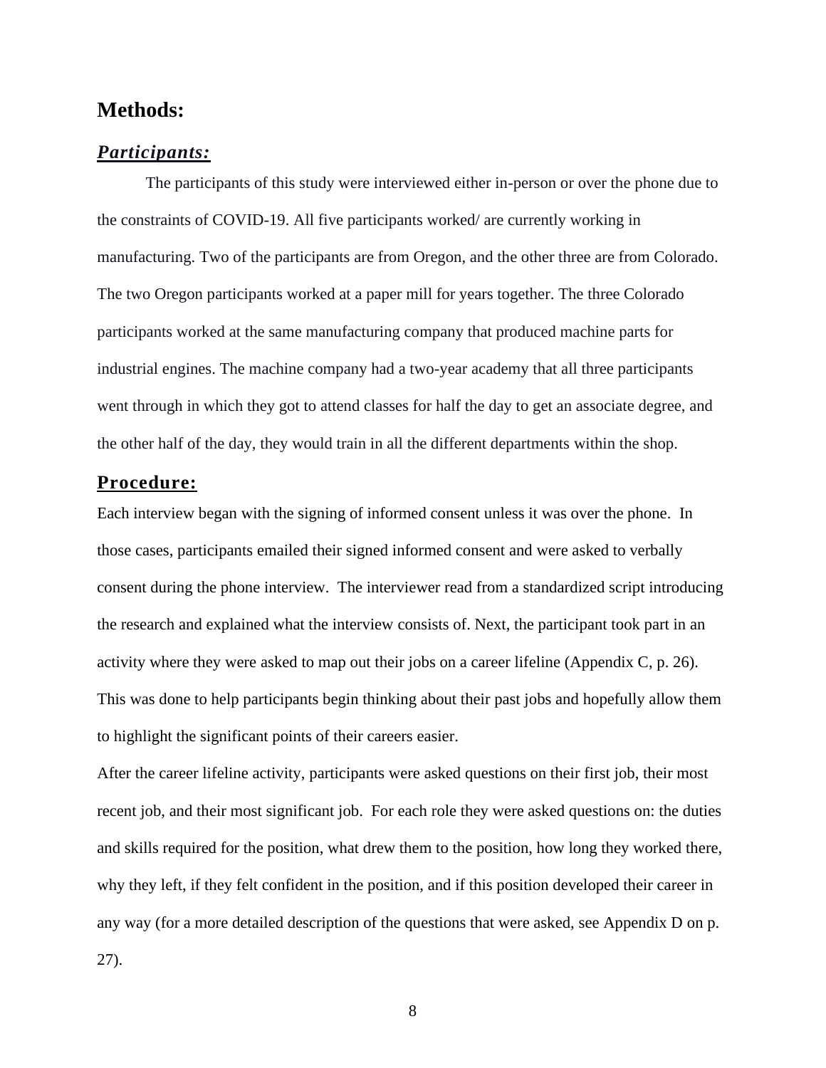# Methods:

## ***Participants:***

The participants of this study were interviewed either in-person or over the phone due to the constraints of COVID-19. All five participants worked/ are currently working in manufacturing. Two of the participants are from Oregon, and the other three are from Colorado. The two Oregon participants worked at a paper mill for years together. The three Colorado participants worked at the same manufacturing company that produced machine parts for industrial engines. The machine company had a two-year academy that all three participants went through in which they got to attend classes for half the day to get an associate degree, and the other half of the day, they would train in all the different departments within the shop.

## **Procedure:**

Each interview began with the signing of informed consent unless it was over the phone. In those cases, participants emailed their signed informed consent and were asked to verbally consent during the phone interview. The interviewer read from a standardized script introducing the research and explained what the interview consists of. Next, the participant took part in an activity where they were asked to map out their jobs on a career lifeline (Appendix C, p. 26). This was done to help participants begin thinking about their past jobs and hopefully allow them to highlight the significant points of their careers easier.

After the career lifeline activity, participants were asked questions on their first job, their most recent job, and their most significant job. For each role they were asked questions on: the duties and skills required for the position, what drew them to the position, how long they worked there, why they left, if they felt confident in the position, and if this position developed their career in any way (for a more detailed description of the questions that were asked, see Appendix D on p. 27).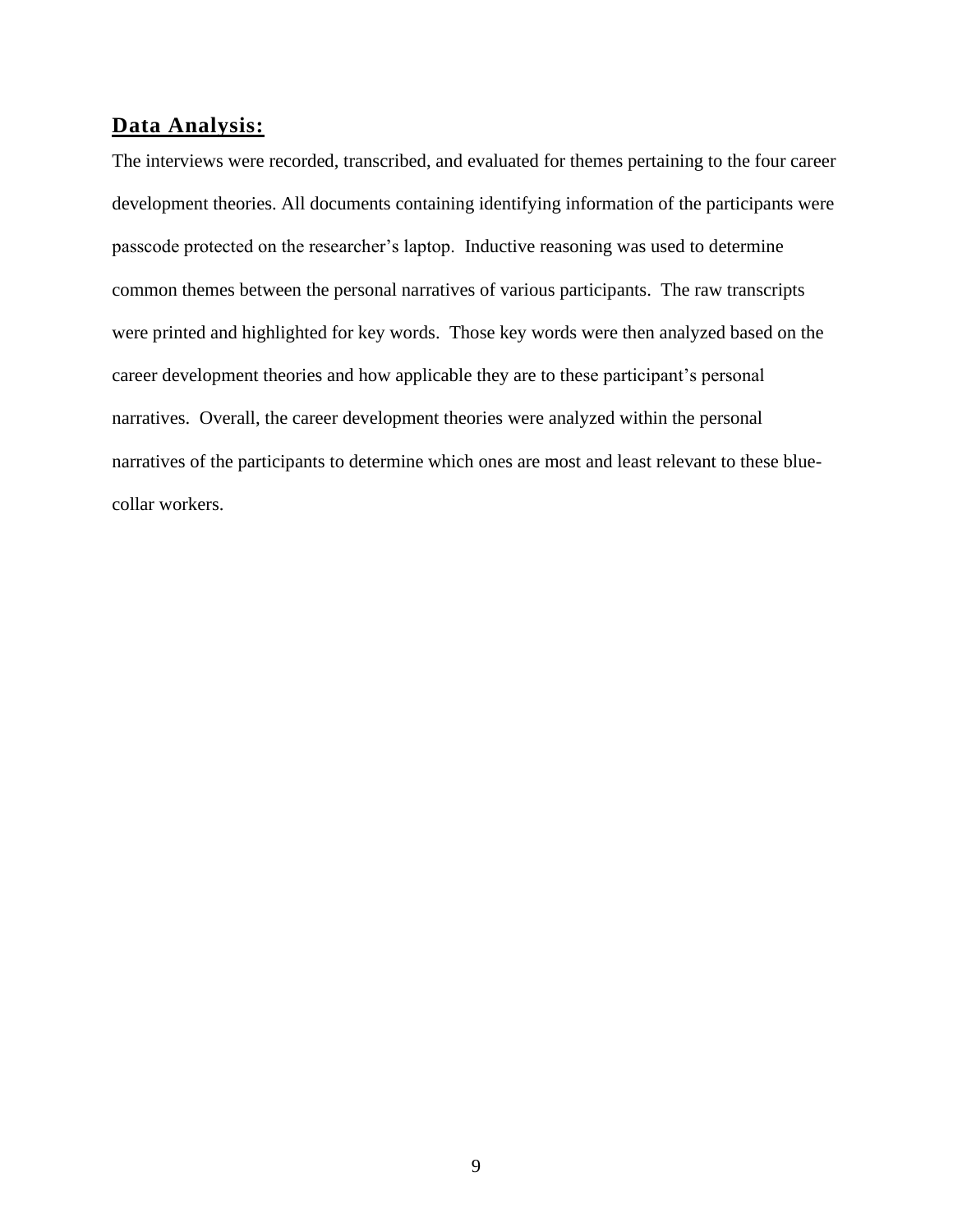## **Data Analysis:**

The interviews were recorded, transcribed, and evaluated for themes pertaining to the four career development theories. All documents containing identifying information of the participants were passcode protected on the researcher's laptop. Inductive reasoning was used to determine common themes between the personal narratives of various participants. The raw transcripts were printed and highlighted for key words. Those key words were then analyzed based on the career development theories and how applicable they are to these participant's personal narratives. Overall, the career development theories were analyzed within the personal narratives of the participants to determine which ones are most and least relevant to these blue-collar workers.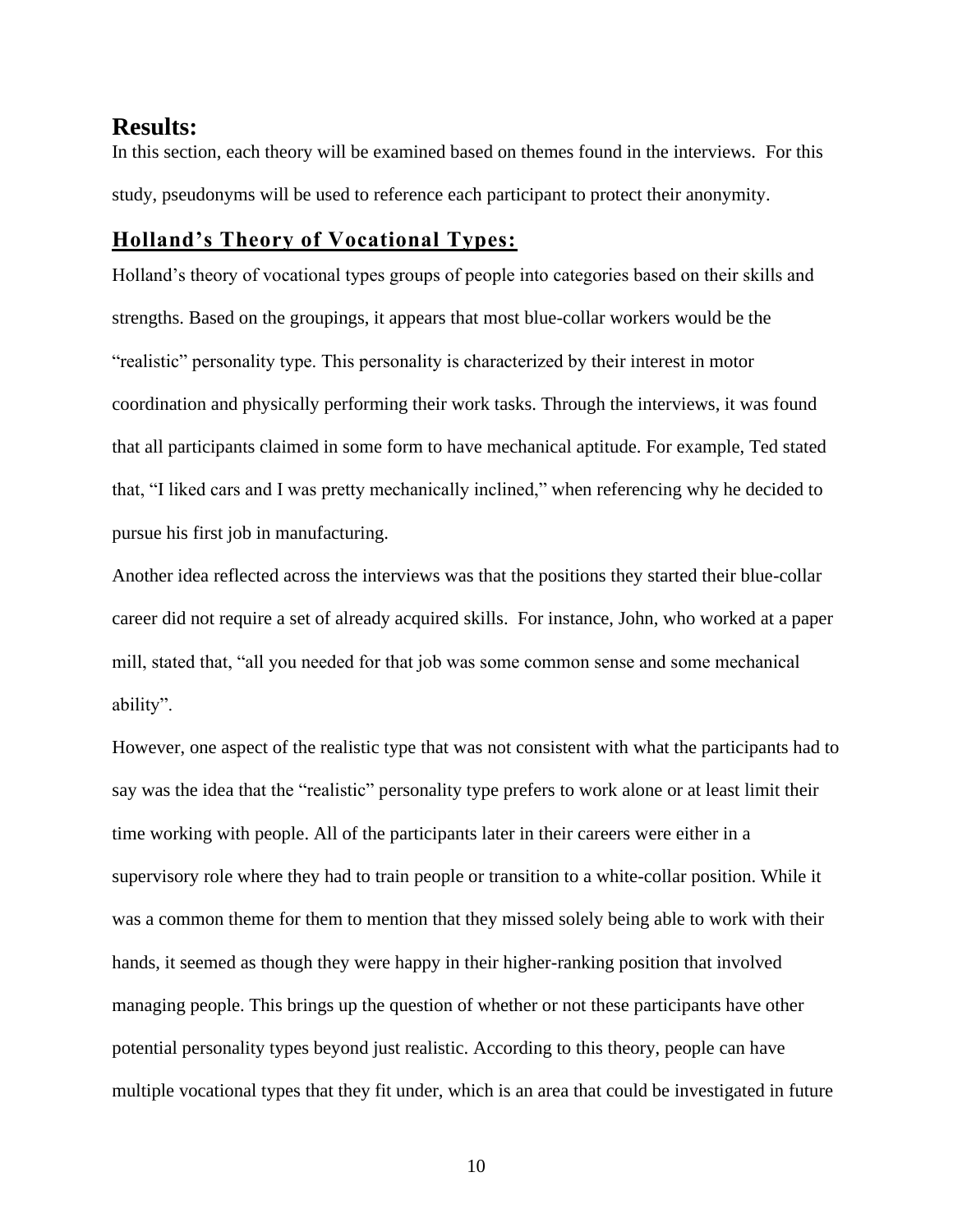## Results:

In this section, each theory will be examined based on themes found in the interviews. For this study, pseudonyms will be used to reference each participant to protect their anonymity.

### Holland's Theory of Vocational Types:

Holland's theory of vocational types groups of people into categories based on their skills and strengths. Based on the groupings, it appears that most blue-collar workers would be the "realistic" personality type. This personality is characterized by their interest in motor coordination and physically performing their work tasks. Through the interviews, it was found that all participants claimed in some form to have mechanical aptitude. For example, Ted stated that, "I liked cars and I was pretty mechanically inclined," when referencing why he decided to pursue his first job in manufacturing.

Another idea reflected across the interviews was that the positions they started their blue-collar career did not require a set of already acquired skills. For instance, John, who worked at a paper mill, stated that, "all you needed for that job was some common sense and some mechanical ability".

However, one aspect of the realistic type that was not consistent with what the participants had to say was the idea that the "realistic" personality type prefers to work alone or at least limit their time working with people. All of the participants later in their careers were either in a supervisory role where they had to train people or transition to a white-collar position. While it was a common theme for them to mention that they missed solely being able to work with their hands, it seemed as though they were happy in their higher-ranking position that involved managing people. This brings up the question of whether or not these participants have other potential personality types beyond just realistic. According to this theory, people can have multiple vocational types that they fit under, which is an area that could be investigated in future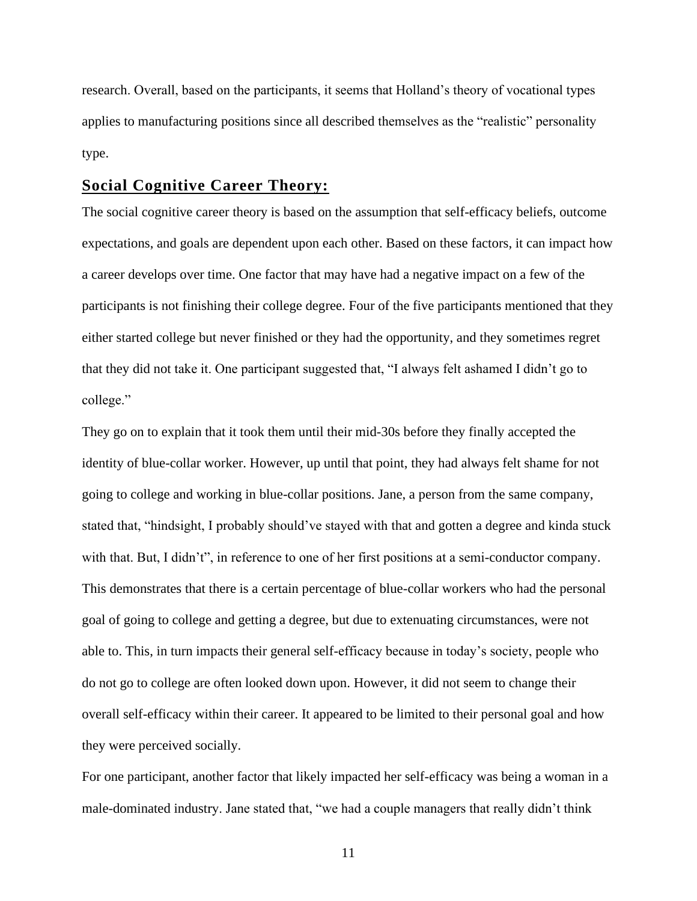research. Overall, based on the participants, it seems that Holland's theory of vocational types applies to manufacturing positions since all described themselves as the "realistic" personality type.

## Social Cognitive Career Theory:

The social cognitive career theory is based on the assumption that self-efficacy beliefs, outcome expectations, and goals are dependent upon each other. Based on these factors, it can impact how a career develops over time. One factor that may have had a negative impact on a few of the participants is not finishing their college degree. Four of the five participants mentioned that they either started college but never finished or they had the opportunity, and they sometimes regret that they did not take it. One participant suggested that, "I always felt ashamed I didn't go to college."

They go on to explain that it took them until their mid-30s before they finally accepted the identity of blue-collar worker. However, up until that point, they had always felt shame for not going to college and working in blue-collar positions. Jane, a person from the same company, stated that, "hindsight, I probably should've stayed with that and gotten a degree and kinda stuck with that. But, I didn't", in reference to one of her first positions at a semi-conductor company. This demonstrates that there is a certain percentage of blue-collar workers who had the personal goal of going to college and getting a degree, but due to extenuating circumstances, were not able to. This, in turn impacts their general self-efficacy because in today's society, people who do not go to college are often looked down upon. However, it did not seem to change their overall self-efficacy within their career. It appeared to be limited to their personal goal and how they were perceived socially.

For one participant, another factor that likely impacted her self-efficacy was being a woman in a male-dominated industry. Jane stated that, "we had a couple managers that really didn't think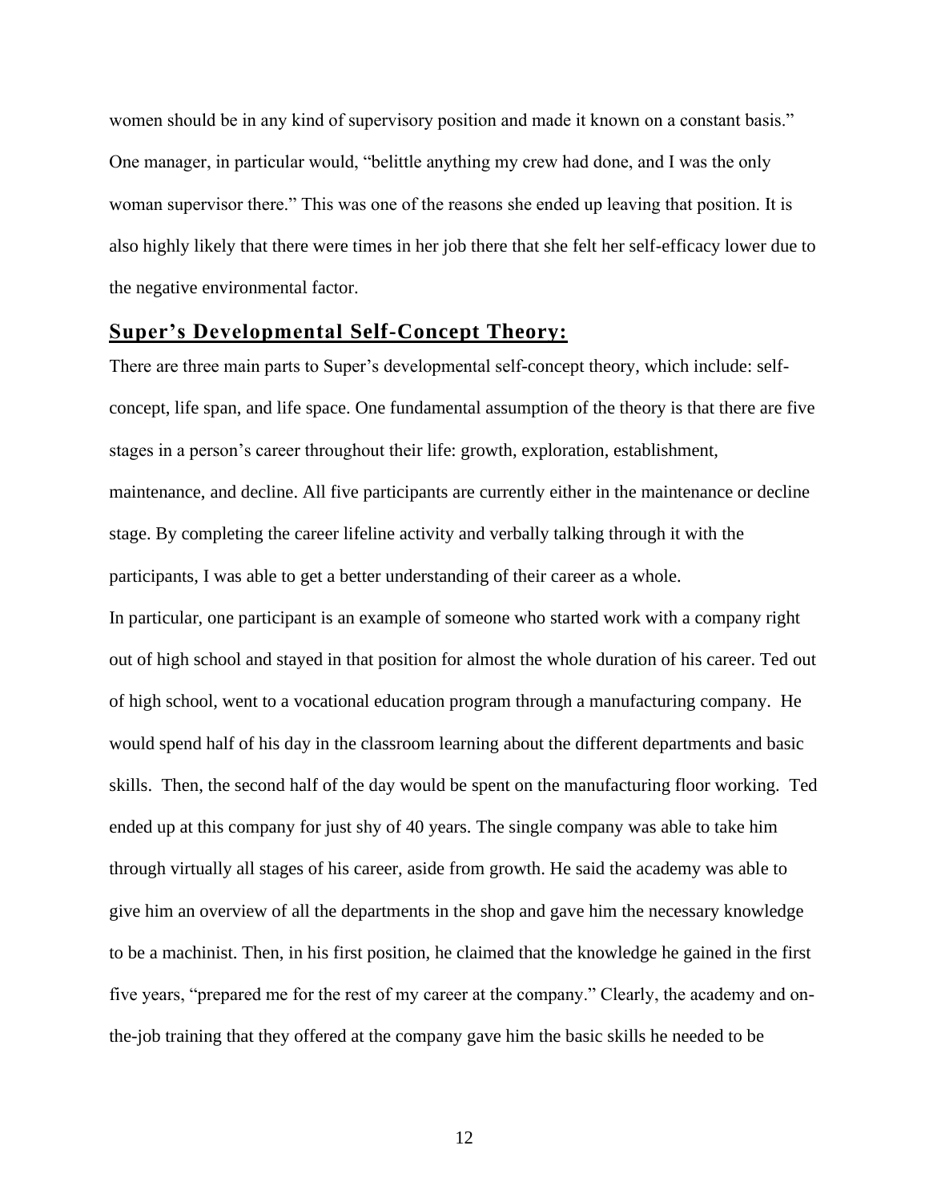women should be in any kind of supervisory position and made it known on a constant basis." One manager, in particular would, "belittle anything my crew had done, and I was the only woman supervisor there." This was one of the reasons she ended up leaving that position. It is also highly likely that there were times in her job there that she felt her self-efficacy lower due to the negative environmental factor.

## **Super's Developmental Self-Concept Theory:**

There are three main parts to Super's developmental self-concept theory, which include: self-concept, life span, and life space. One fundamental assumption of the theory is that there are five stages in a person's career throughout their life: growth, exploration, establishment, maintenance, and decline. All five participants are currently either in the maintenance or decline stage. By completing the career lifeline activity and verbally talking through it with the participants, I was able to get a better understanding of their career as a whole.

In particular, one participant is an example of someone who started work with a company right out of high school and stayed in that position for almost the whole duration of his career. Ted out of high school, went to a vocational education program through a manufacturing company. He would spend half of his day in the classroom learning about the different departments and basic skills. Then, the second half of the day would be spent on the manufacturing floor working. Ted ended up at this company for just shy of 40 years. The single company was able to take him through virtually all stages of his career, aside from growth. He said the academy was able to give him an overview of all the departments in the shop and gave him the necessary knowledge to be a machinist. Then, in his first position, he claimed that the knowledge he gained in the first five years, "prepared me for the rest of my career at the company." Clearly, the academy and on-the-job training that they offered at the company gave him the basic skills he needed to be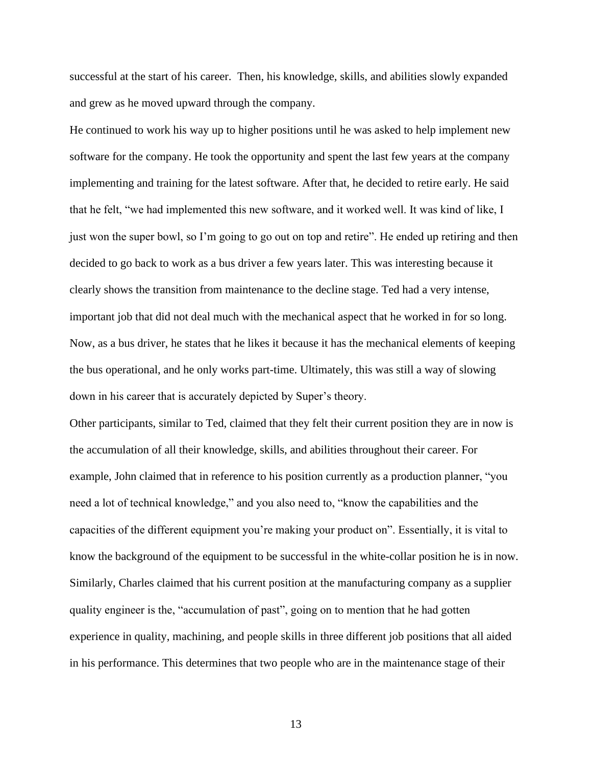successful at the start of his career. Then, his knowledge, skills, and abilities slowly expanded and grew as he moved upward through the company.

He continued to work his way up to higher positions until he was asked to help implement new software for the company. He took the opportunity and spent the last few years at the company implementing and training for the latest software. After that, he decided to retire early. He said that he felt, "we had implemented this new software, and it worked well. It was kind of like, I just won the super bowl, so I'm going to go out on top and retire". He ended up retiring and then decided to go back to work as a bus driver a few years later. This was interesting because it clearly shows the transition from maintenance to the decline stage. Ted had a very intense, important job that did not deal much with the mechanical aspect that he worked in for so long. Now, as a bus driver, he states that he likes it because it has the mechanical elements of keeping the bus operational, and he only works part-time. Ultimately, this was still a way of slowing down in his career that is accurately depicted by Super's theory.

Other participants, similar to Ted, claimed that they felt their current position they are in now is the accumulation of all their knowledge, skills, and abilities throughout their career. For example, John claimed that in reference to his position currently as a production planner, "you need a lot of technical knowledge," and you also need to, "know the capabilities and the capacities of the different equipment you're making your product on". Essentially, it is vital to know the background of the equipment to be successful in the white-collar position he is in now. Similarly, Charles claimed that his current position at the manufacturing company as a supplier quality engineer is the, "accumulation of past", going on to mention that he had gotten experience in quality, machining, and people skills in three different job positions that all aided in his performance. This determines that two people who are in the maintenance stage of their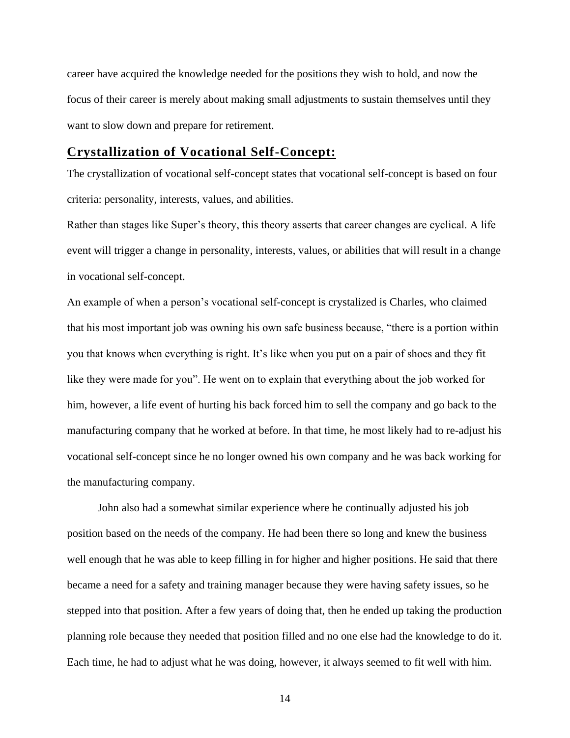career have acquired the knowledge needed for the positions they wish to hold, and now the focus of their career is merely about making small adjustments to sustain themselves until they want to slow down and prepare for retirement.

## **Crystallization of Vocational Self-Concept:**

The crystallization of vocational self-concept states that vocational self-concept is based on four criteria: personality, interests, values, and abilities.

Rather than stages like Super's theory, this theory asserts that career changes are cyclical. A life event will trigger a change in personality, interests, values, or abilities that will result in a change in vocational self-concept.

An example of when a person's vocational self-concept is crystalized is Charles, who claimed that his most important job was owning his own safe business because, "there is a portion within you that knows when everything is right. It's like when you put on a pair of shoes and they fit like they were made for you". He went on to explain that everything about the job worked for him, however, a life event of hurting his back forced him to sell the company and go back to the manufacturing company that he worked at before. In that time, he most likely had to re-adjust his vocational self-concept since he no longer owned his own company and he was back working for the manufacturing company.

John also had a somewhat similar experience where he continually adjusted his job position based on the needs of the company. He had been there so long and knew the business well enough that he was able to keep filling in for higher and higher positions. He said that there became a need for a safety and training manager because they were having safety issues, so he stepped into that position. After a few years of doing that, then he ended up taking the production planning role because they needed that position filled and no one else had the knowledge to do it. Each time, he had to adjust what he was doing, however, it always seemed to fit well with him.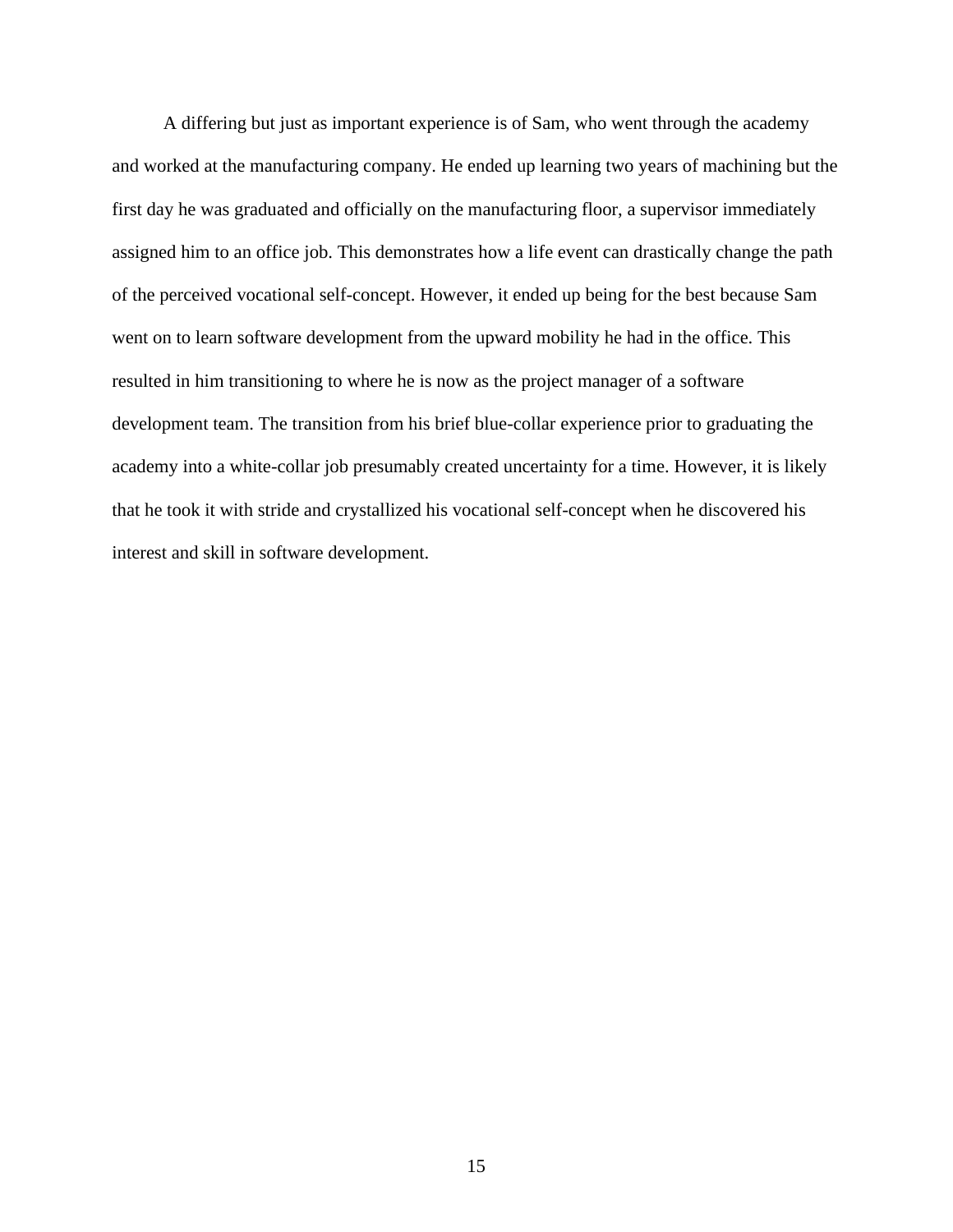A differing but just as important experience is of Sam, who went through the academy and worked at the manufacturing company. He ended up learning two years of machining but the first day he was graduated and officially on the manufacturing floor, a supervisor immediately assigned him to an office job. This demonstrates how a life event can drastically change the path of the perceived vocational self-concept. However, it ended up being for the best because Sam went on to learn software development from the upward mobility he had in the office. This resulted in him transitioning to where he is now as the project manager of a software development team. The transition from his brief blue-collar experience prior to graduating the academy into a white-collar job presumably created uncertainty for a time. However, it is likely that he took it with stride and crystallized his vocational self-concept when he discovered his interest and skill in software development.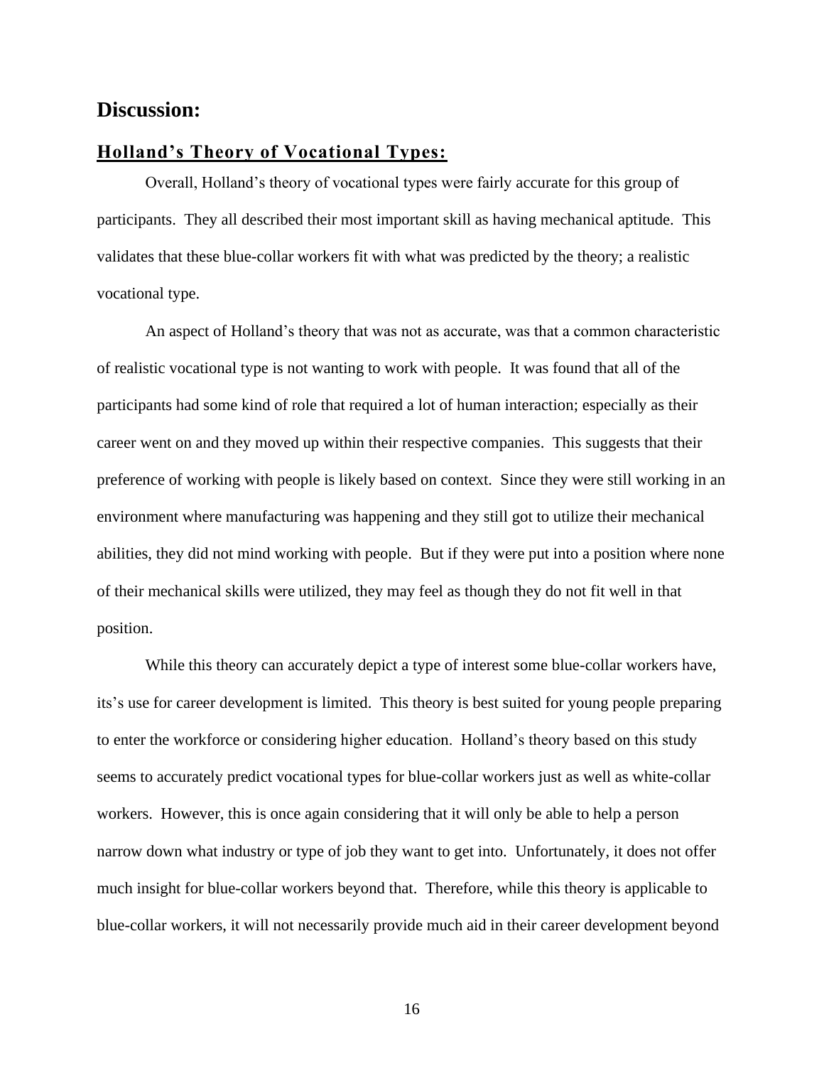# Discussion:

## Holland's Theory of Vocational Types:

Overall, Holland's theory of vocational types were fairly accurate for this group of participants. They all described their most important skill as having mechanical aptitude. This validates that these blue-collar workers fit with what was predicted by the theory; a realistic vocational type.

An aspect of Holland's theory that was not as accurate, was that a common characteristic of realistic vocational type is not wanting to work with people. It was found that all of the participants had some kind of role that required a lot of human interaction; especially as their career went on and they moved up within their respective companies. This suggests that their preference of working with people is likely based on context. Since they were still working in an environment where manufacturing was happening and they still got to utilize their mechanical abilities, they did not mind working with people. But if they were put into a position where none of their mechanical skills were utilized, they may feel as though they do not fit well in that position.

While this theory can accurately depict a type of interest some blue-collar workers have, its's use for career development is limited. This theory is best suited for young people preparing to enter the workforce or considering higher education. Holland's theory based on this study seems to accurately predict vocational types for blue-collar workers just as well as white-collar workers. However, this is once again considering that it will only be able to help a person narrow down what industry or type of job they want to get into. Unfortunately, it does not offer much insight for blue-collar workers beyond that. Therefore, while this theory is applicable to blue-collar workers, it will not necessarily provide much aid in their career development beyond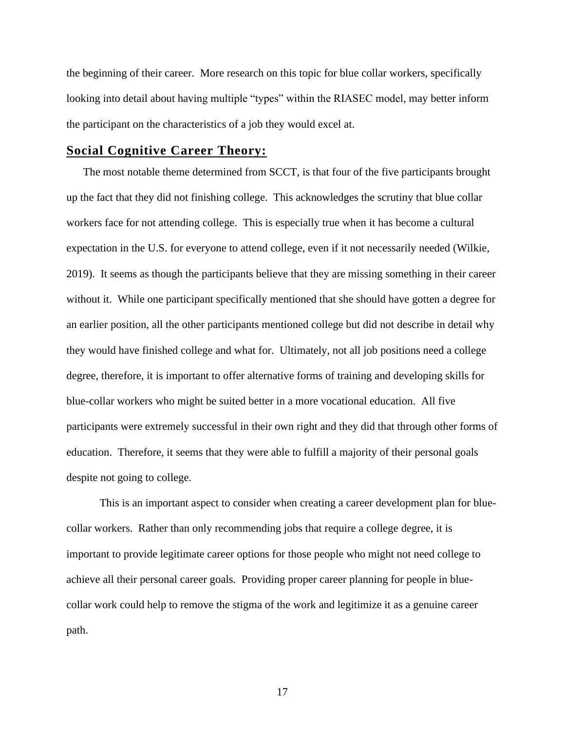the beginning of their career. More research on this topic for blue collar workers, specifically looking into detail about having multiple "types" within the RIASEC model, may better inform the participant on the characteristics of a job they would excel at.

## Social Cognitive Career Theory:

The most notable theme determined from SCCT, is that four of the five participants brought up the fact that they did not finishing college. This acknowledges the scrutiny that blue collar workers face for not attending college. This is especially true when it has become a cultural expectation in the U.S. for everyone to attend college, even if it not necessarily needed (Wilkie, 2019). It seems as though the participants believe that they are missing something in their career without it. While one participant specifically mentioned that she should have gotten a degree for an earlier position, all the other participants mentioned college but did not describe in detail why they would have finished college and what for. Ultimately, not all job positions need a college degree, therefore, it is important to offer alternative forms of training and developing skills for blue-collar workers who might be suited better in a more vocational education. All five participants were extremely successful in their own right and they did that through other forms of education. Therefore, it seems that they were able to fulfill a majority of their personal goals despite not going to college.

This is an important aspect to consider when creating a career development plan for blue-collar workers. Rather than only recommending jobs that require a college degree, it is important to provide legitimate career options for those people who might not need college to achieve all their personal career goals. Providing proper career planning for people in blue-collar work could help to remove the stigma of the work and legitimize it as a genuine career path.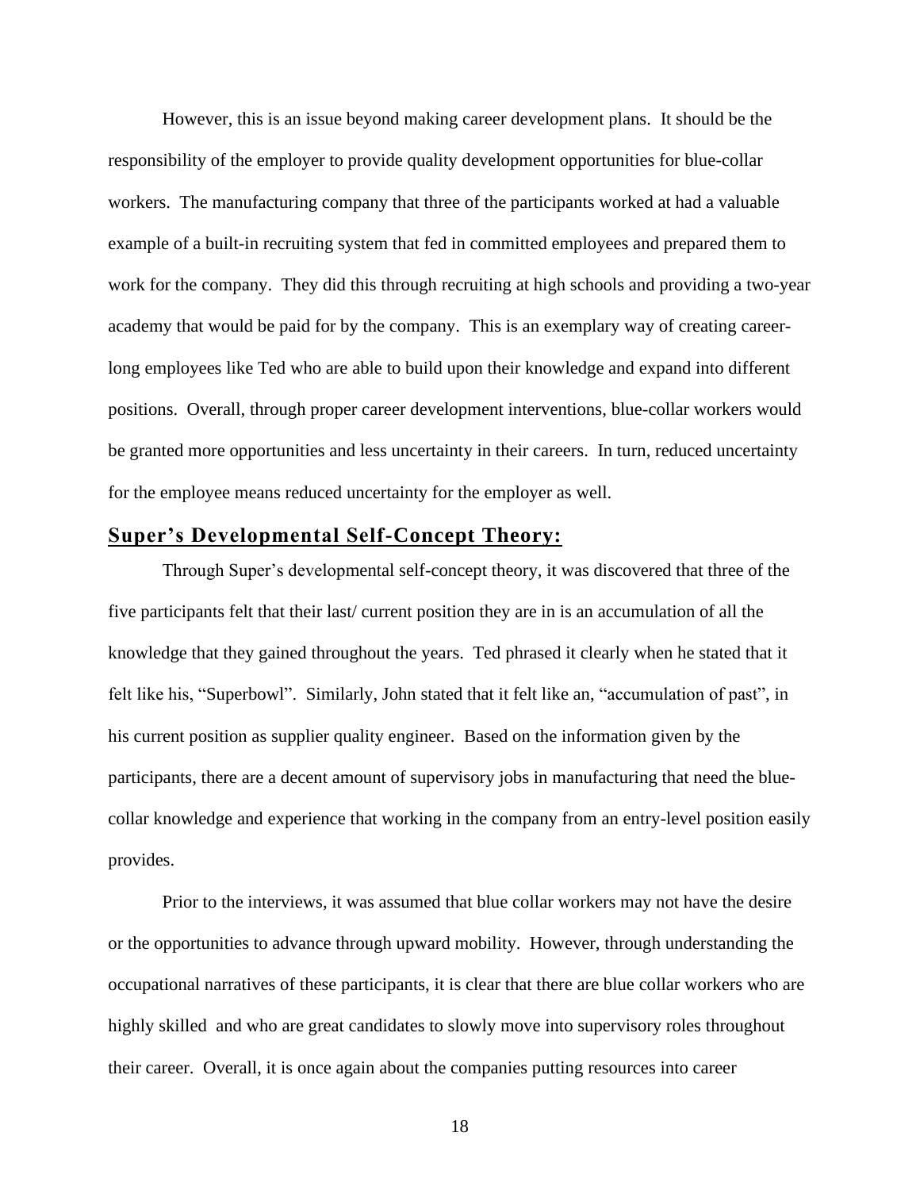However, this is an issue beyond making career development plans. It should be the responsibility of the employer to provide quality development opportunities for blue-collar workers. The manufacturing company that three of the participants worked at had a valuable example of a built-in recruiting system that fed in committed employees and prepared them to work for the company. They did this through recruiting at high schools and providing a two-year academy that would be paid for by the company. This is an exemplary way of creating career-long employees like Ted who are able to build upon their knowledge and expand into different positions. Overall, through proper career development interventions, blue-collar workers would be granted more opportunities and less uncertainty in their careers. In turn, reduced uncertainty for the employee means reduced uncertainty for the employer as well.

## Super's Developmental Self-Concept Theory:

Through Super's developmental self-concept theory, it was discovered that three of the five participants felt that their last/ current position they are in is an accumulation of all the knowledge that they gained throughout the years. Ted phrased it clearly when he stated that it felt like his, "Superbowl". Similarly, John stated that it felt like an, "accumulation of past", in his current position as supplier quality engineer. Based on the information given by the participants, there are a decent amount of supervisory jobs in manufacturing that need the blue-collar knowledge and experience that working in the company from an entry-level position easily provides.

Prior to the interviews, it was assumed that blue collar workers may not have the desire or the opportunities to advance through upward mobility. However, through understanding the occupational narratives of these participants, it is clear that there are blue collar workers who are highly skilled and who are great candidates to slowly move into supervisory roles throughout their career. Overall, it is once again about the companies putting resources into career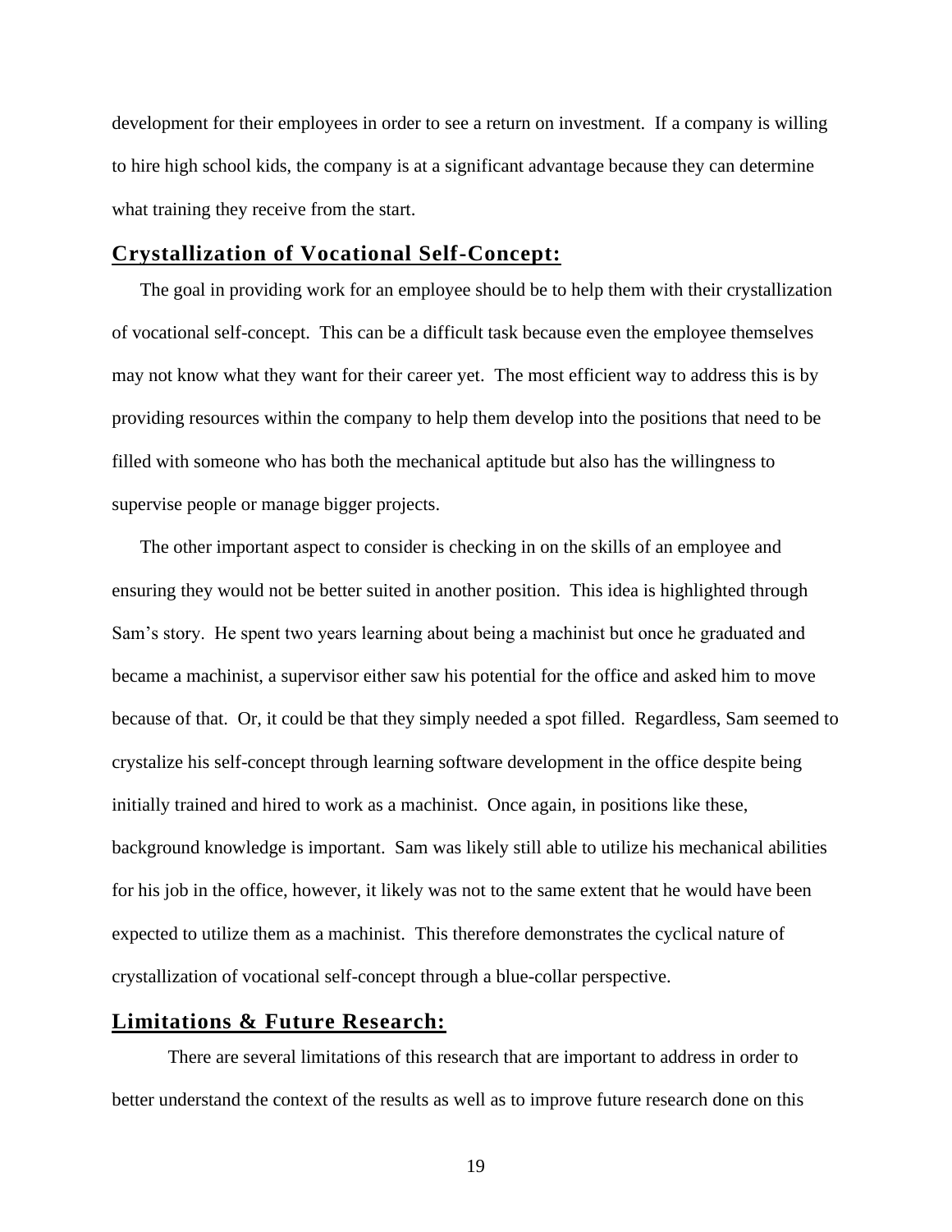development for their employees in order to see a return on investment. If a company is willing to hire high school kids, the company is at a significant advantage because they can determine what training they receive from the start.

## Crystallization of Vocational Self-Concept:

The goal in providing work for an employee should be to help them with their crystallization of vocational self-concept. This can be a difficult task because even the employee themselves may not know what they want for their career yet. The most efficient way to address this is by providing resources within the company to help them develop into the positions that need to be filled with someone who has both the mechanical aptitude but also has the willingness to supervise people or manage bigger projects.

The other important aspect to consider is checking in on the skills of an employee and ensuring they would not be better suited in another position. This idea is highlighted through Sam's story. He spent two years learning about being a machinist but once he graduated and became a machinist, a supervisor either saw his potential for the office and asked him to move because of that. Or, it could be that they simply needed a spot filled. Regardless, Sam seemed to crystalize his self-concept through learning software development in the office despite being initially trained and hired to work as a machinist. Once again, in positions like these, background knowledge is important. Sam was likely still able to utilize his mechanical abilities for his job in the office, however, it likely was not to the same extent that he would have been expected to utilize them as a machinist. This therefore demonstrates the cyclical nature of crystallization of vocational self-concept through a blue-collar perspective.

## Limitations & Future Research:

There are several limitations of this research that are important to address in order to better understand the context of the results as well as to improve future research done on this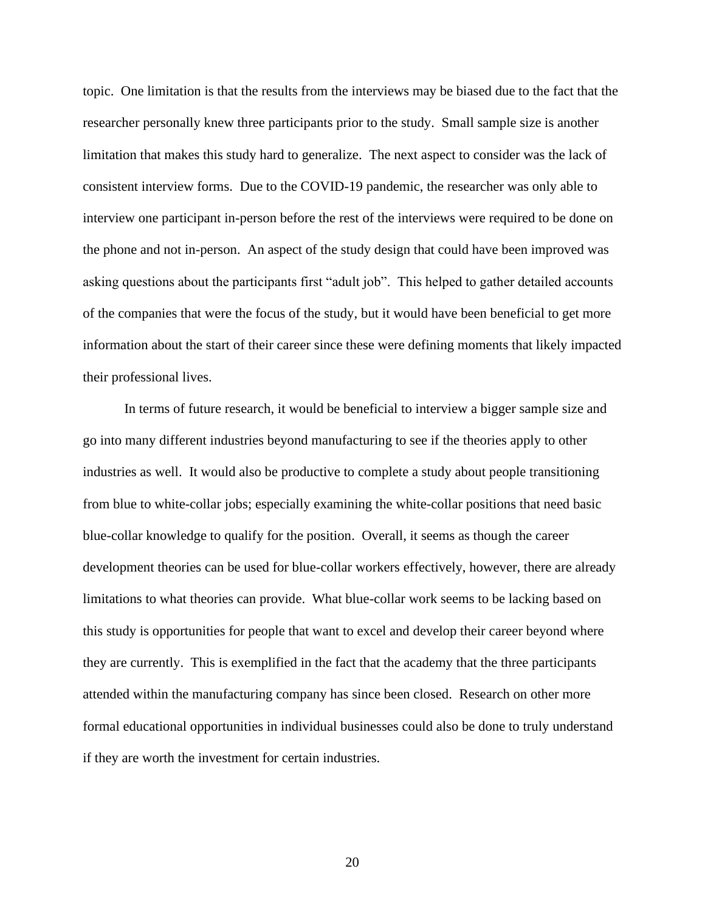topic. One limitation is that the results from the interviews may be biased due to the fact that the researcher personally knew three participants prior to the study. Small sample size is another limitation that makes this study hard to generalize. The next aspect to consider was the lack of consistent interview forms. Due to the COVID-19 pandemic, the researcher was only able to interview one participant in-person before the rest of the interviews were required to be done on the phone and not in-person. An aspect of the study design that could have been improved was asking questions about the participants first "adult job". This helped to gather detailed accounts of the companies that were the focus of the study, but it would have been beneficial to get more information about the start of their career since these were defining moments that likely impacted their professional lives.

In terms of future research, it would be beneficial to interview a bigger sample size and go into many different industries beyond manufacturing to see if the theories apply to other industries as well. It would also be productive to complete a study about people transitioning from blue to white-collar jobs; especially examining the white-collar positions that need basic blue-collar knowledge to qualify for the position. Overall, it seems as though the career development theories can be used for blue-collar workers effectively, however, there are already limitations to what theories can provide. What blue-collar work seems to be lacking based on this study is opportunities for people that want to excel and develop their career beyond where they are currently. This is exemplified in the fact that the academy that the three participants attended within the manufacturing company has since been closed. Research on other more formal educational opportunities in individual businesses could also be done to truly understand if they are worth the investment for certain industries.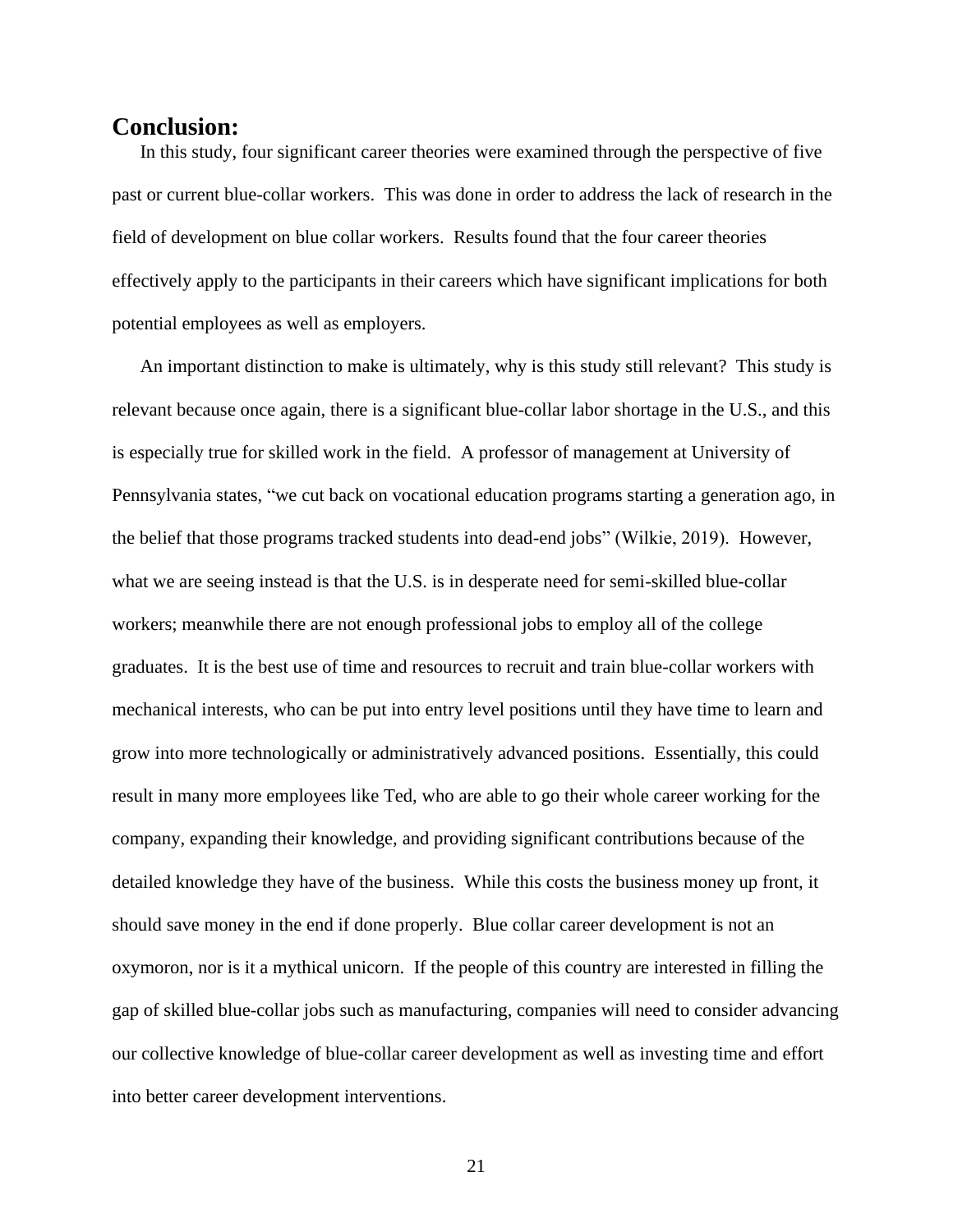## Conclusion:

In this study, four significant career theories were examined through the perspective of five past or current blue-collar workers. This was done in order to address the lack of research in the field of development on blue collar workers. Results found that the four career theories effectively apply to the participants in their careers which have significant implications for both potential employees as well as employers.

An important distinction to make is ultimately, why is this study still relevant? This study is relevant because once again, there is a significant blue-collar labor shortage in the U.S., and this is especially true for skilled work in the field. A professor of management at University of Pennsylvania states, "we cut back on vocational education programs starting a generation ago, in the belief that those programs tracked students into dead-end jobs" (Wilkie, 2019). However, what we are seeing instead is that the U.S. is in desperate need for semi-skilled blue-collar workers; meanwhile there are not enough professional jobs to employ all of the college graduates. It is the best use of time and resources to recruit and train blue-collar workers with mechanical interests, who can be put into entry level positions until they have time to learn and grow into more technologically or administratively advanced positions. Essentially, this could result in many more employees like Ted, who are able to go their whole career working for the company, expanding their knowledge, and providing significant contributions because of the detailed knowledge they have of the business. While this costs the business money up front, it should save money in the end if done properly. Blue collar career development is not an oxymoron, nor is it a mythical unicorn. If the people of this country are interested in filling the gap of skilled blue-collar jobs such as manufacturing, companies will need to consider advancing our collective knowledge of blue-collar career development as well as investing time and effort into better career development interventions.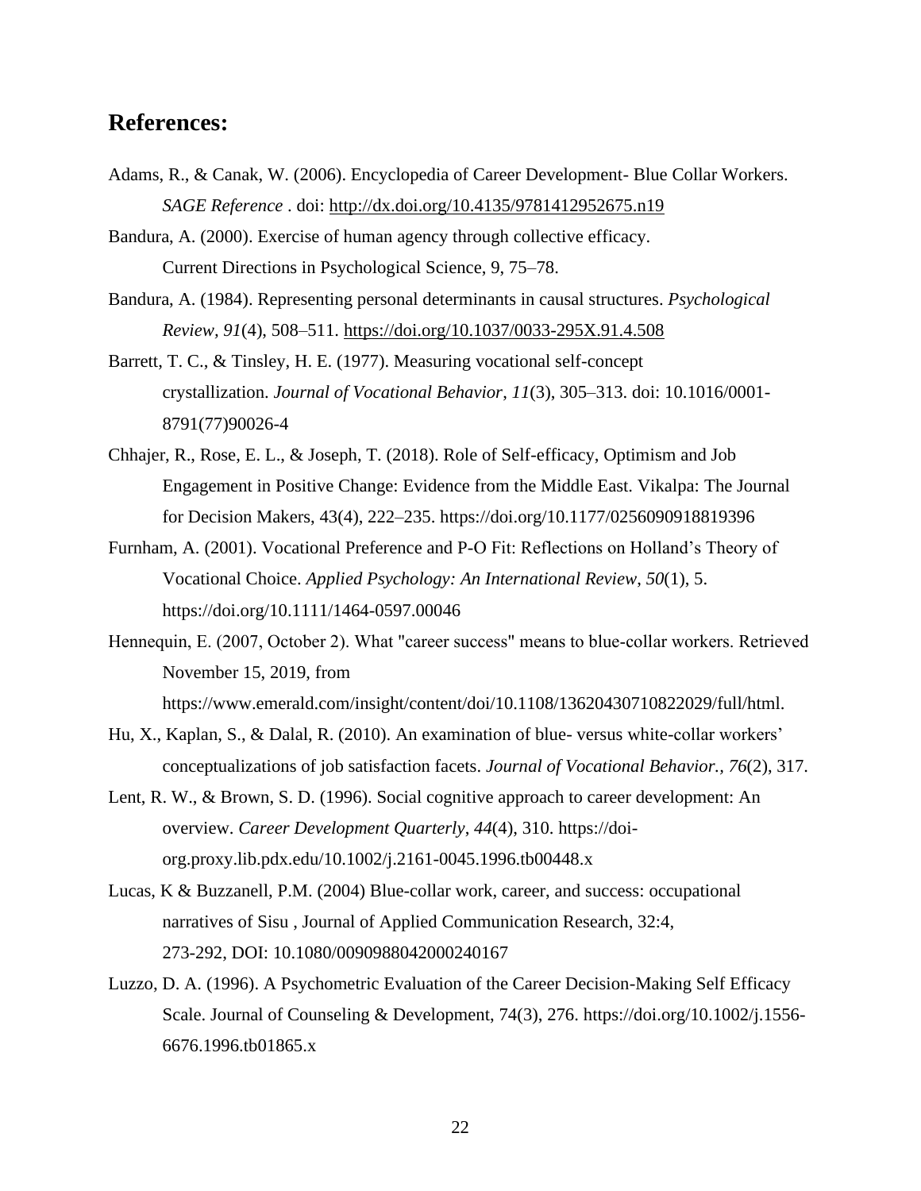## References:

Adams, R., & Canak, W. (2006). Encyclopedia of Career Development- Blue Collar Workers. *SAGE Reference* . doi: http://dx.doi.org/10.4135/9781412952675.n19

Bandura, A. (2000). Exercise of human agency through collective efficacy. Current Directions in Psychological Science, 9, 75–78.

Bandura, A. (1984). Representing personal determinants in causal structures. *Psychological Review*, *91*(4), 508–511. https://doi.org/10.1037/0033-295X.91.4.508

Barrett, T. C., & Tinsley, H. E. (1977). Measuring vocational self-concept crystallization. *Journal of Vocational Behavior*, *11*(3), 305–313. doi: 10.1016/0001-8791(77)90026-4

Chhajer, R., Rose, E. L., & Joseph, T. (2018). Role of Self-efficacy, Optimism and Job Engagement in Positive Change: Evidence from the Middle East. Vikalpa: The Journal for Decision Makers, 43(4), 222–235. https://doi.org/10.1177/0256090918819396

Furnham, A. (2001). Vocational Preference and P-O Fit: Reflections on Holland's Theory of Vocational Choice. *Applied Psychology: An International Review*, *50*(1), 5. https://doi.org/10.1111/1464-0597.00046

Hennequin, E. (2007, October 2). What "career success" means to blue-collar workers. Retrieved November 15, 2019, from https://www.emerald.com/insight/content/doi/10.1108/13620430710822029/full/html.

Hu, X., Kaplan, S., & Dalal, R. (2010). An examination of blue- versus white-collar workers' conceptualizations of job satisfaction facets. *Journal of Vocational Behavior.*, *76*(2), 317.

Lent, R. W., & Brown, S. D. (1996). Social cognitive approach to career development: An overview. *Career Development Quarterly*, *44*(4), 310. https://doi-org.proxy.lib.pdx.edu/10.1002/j.2161-0045.1996.tb00448.x

Lucas, K & Buzzanell, P.M. (2004) Blue-collar work, career, and success: occupational narratives of Sisu , Journal of Applied Communication Research, 32:4, 273-292, DOI: 10.1080/0090988042000240167

Luzzo, D. A. (1996). A Psychometric Evaluation of the Career Decision-Making Self Efficacy Scale. Journal of Counseling & Development, 74(3), 276. https://doi.org/10.1002/j.1556-6676.1996.tb01865.x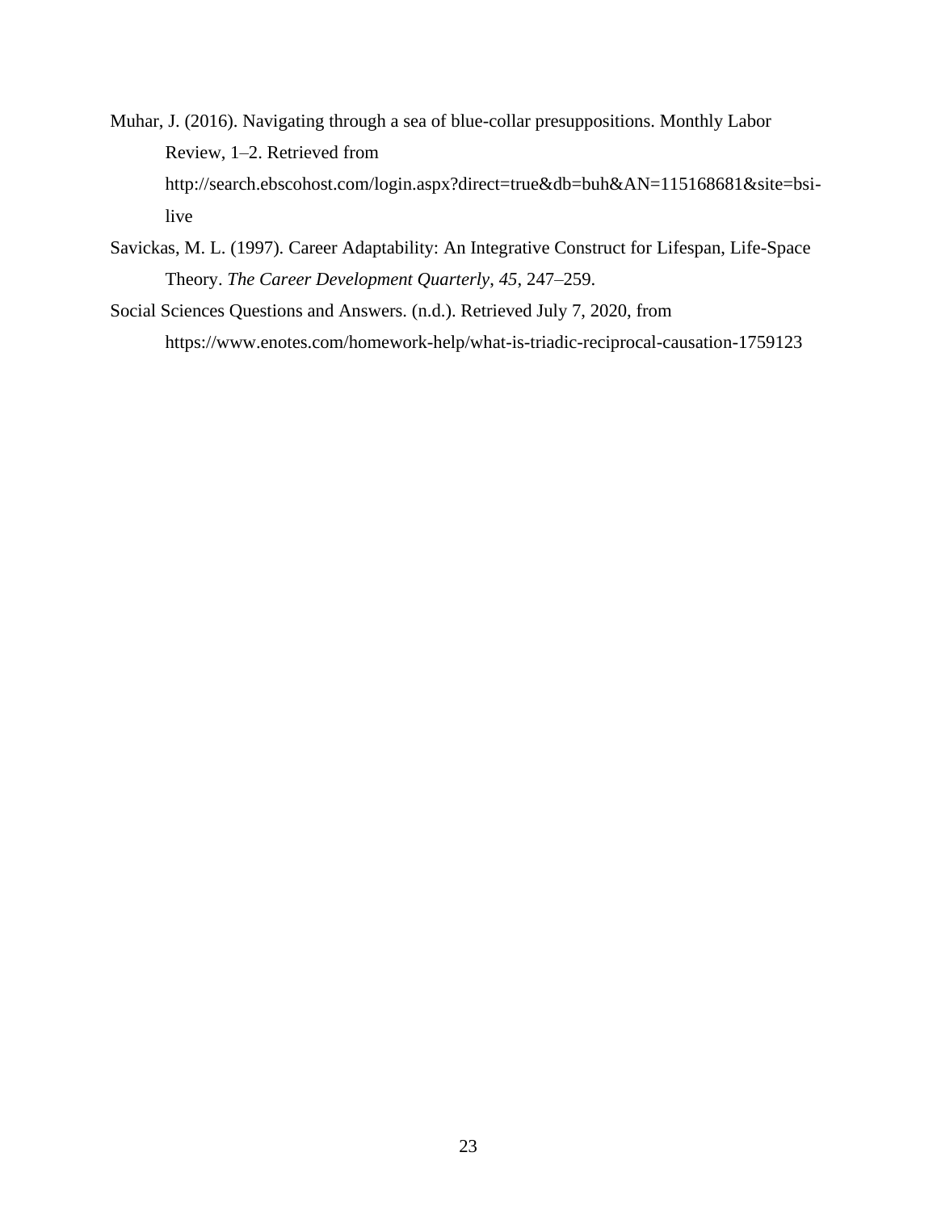Muhar, J. (2016). Navigating through a sea of blue-collar presuppositions. Monthly Labor Review, 1–2. Retrieved from http://search.ebscohost.com/login.aspx?direct=true&db=buh&AN=115168681&site=bsi-live

Savickas, M. L. (1997). Career Adaptability: An Integrative Construct for Lifespan, Life-Space Theory. *The Career Development Quarterly*, *45*, 247–259.

Social Sciences Questions and Answers. (n.d.). Retrieved July 7, 2020, from https://www.enotes.com/homework-help/what-is-triadic-reciprocal-causation-1759123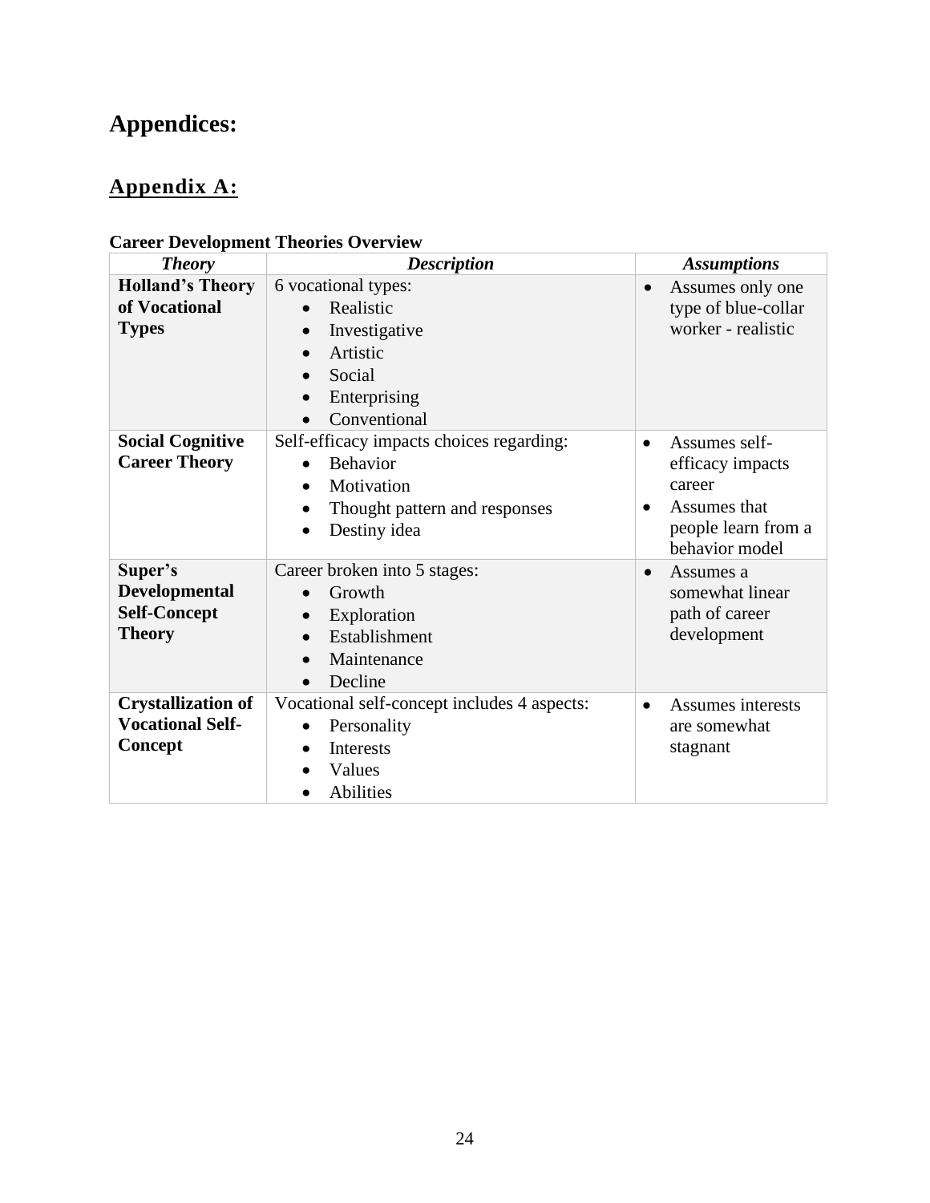# Appendices:

## Appendix A:

**Career Development Theories Overview**

| ***Theory*** | ***Description*** | ***Assumptions*** |
|---|---|---|
| **Holland's Theory of Vocational Types** | 6 vocational types:<br>• Realistic<br>• Investigative<br>• Artistic<br>• Social<br>• Enterprising<br>• Conventional | • Assumes only one type of blue-collar worker - realistic |
| **Social Cognitive Career Theory** | Self-efficacy impacts choices regarding:<br>• Behavior<br>• Motivation<br>• Thought pattern and responses<br>• Destiny idea | • Assumes self-efficacy impacts career<br>• Assumes that people learn from a behavior model |
| **Super's Developmental Self-Concept Theory** | Career broken into 5 stages:<br>• Growth<br>• Exploration<br>• Establishment<br>• Maintenance<br>• Decline | • Assumes a somewhat linear path of career development |
| **Crystallization of Vocational Self-Concept** | Vocational self-concept includes 4 aspects:<br>• Personality<br>• Interests<br>• Values<br>• Abilities | • Assumes interests are somewhat stagnant |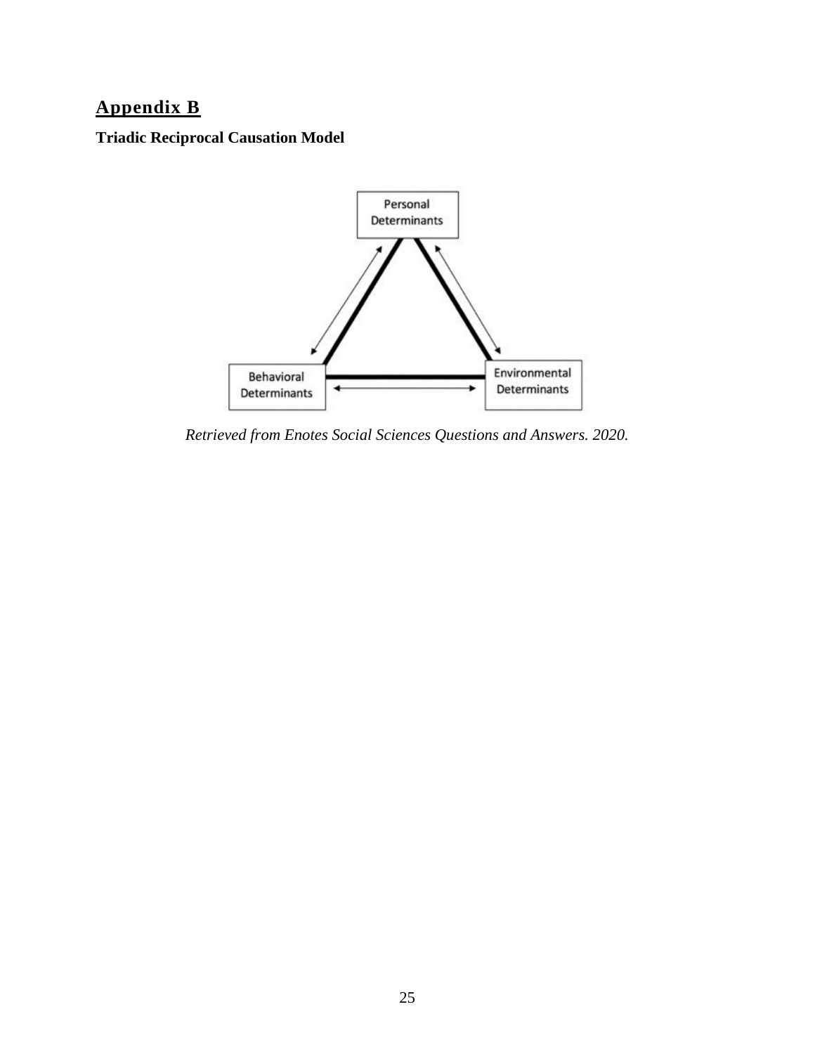## Appendix B

**Triadic Reciprocal Causation Model**

Personal Determinants

Behavioral Determinants

Environmental Determinants

*Retrieved from Enotes Social Sciences Questions and Answers. 2020.*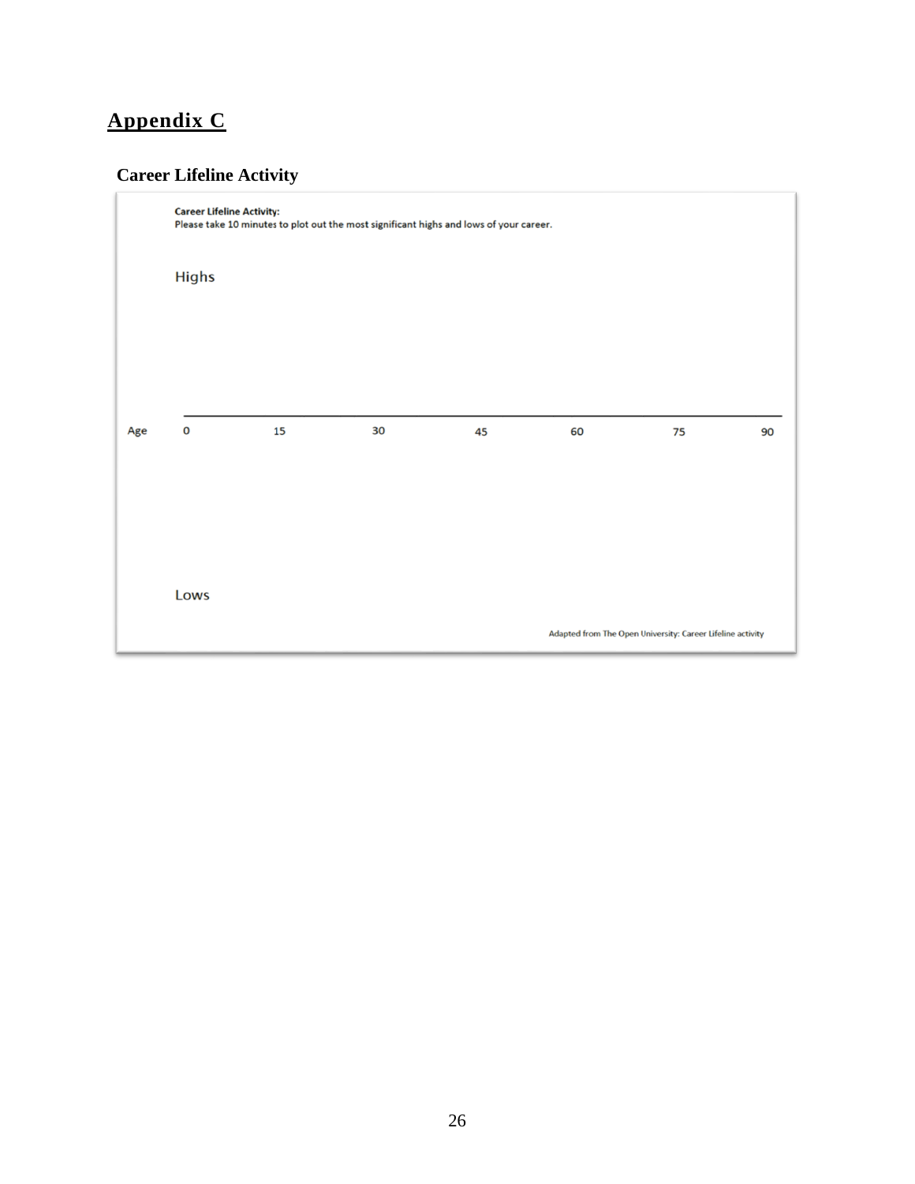# Appendix C

## Career Lifeline Activity

**Career Lifeline Activity:**
Please take 10 minutes to plot out the most significant highs and lows of your career.

Highs

Age 0 15 30 45 60 75 90

Lows

Adapted from The Open University: Career Lifeline activity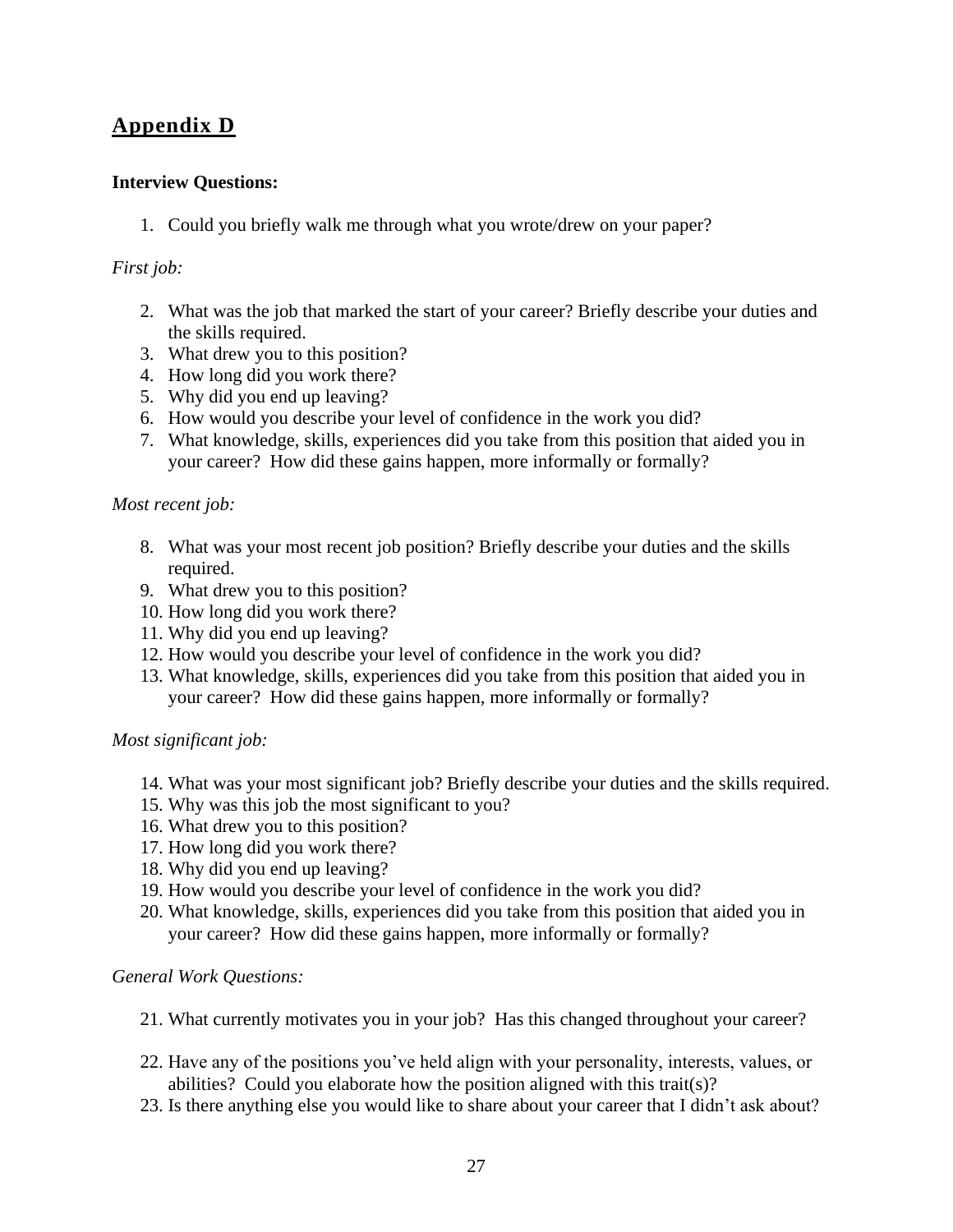## Appendix D

**Interview Questions:**

1. Could you briefly walk me through what you wrote/drew on your paper?

*First job:*

2. What was the job that marked the start of your career? Briefly describe your duties and the skills required.
3. What drew you to this position?
4. How long did you work there?
5. Why did you end up leaving?
6. How would you describe your level of confidence in the work you did?
7. What knowledge, skills, experiences did you take from this position that aided you in your career? How did these gains happen, more informally or formally?

*Most recent job:*

8. What was your most recent job position? Briefly describe your duties and the skills required.
9. What drew you to this position?
10. How long did you work there?
11. Why did you end up leaving?
12. How would you describe your level of confidence in the work you did?
13. What knowledge, skills, experiences did you take from this position that aided you in your career? How did these gains happen, more informally or formally?

*Most significant job:*

14. What was your most significant job? Briefly describe your duties and the skills required.
15. Why was this job the most significant to you?
16. What drew you to this position?
17. How long did you work there?
18. Why did you end up leaving?
19. How would you describe your level of confidence in the work you did?
20. What knowledge, skills, experiences did you take from this position that aided you in your career? How did these gains happen, more informally or formally?

*General Work Questions:*

21. What currently motivates you in your job? Has this changed throughout your career?
22. Have any of the positions you've held align with your personality, interests, values, or abilities? Could you elaborate how the position aligned with this trait(s)?
23. Is there anything else you would like to share about your career that I didn't ask about?